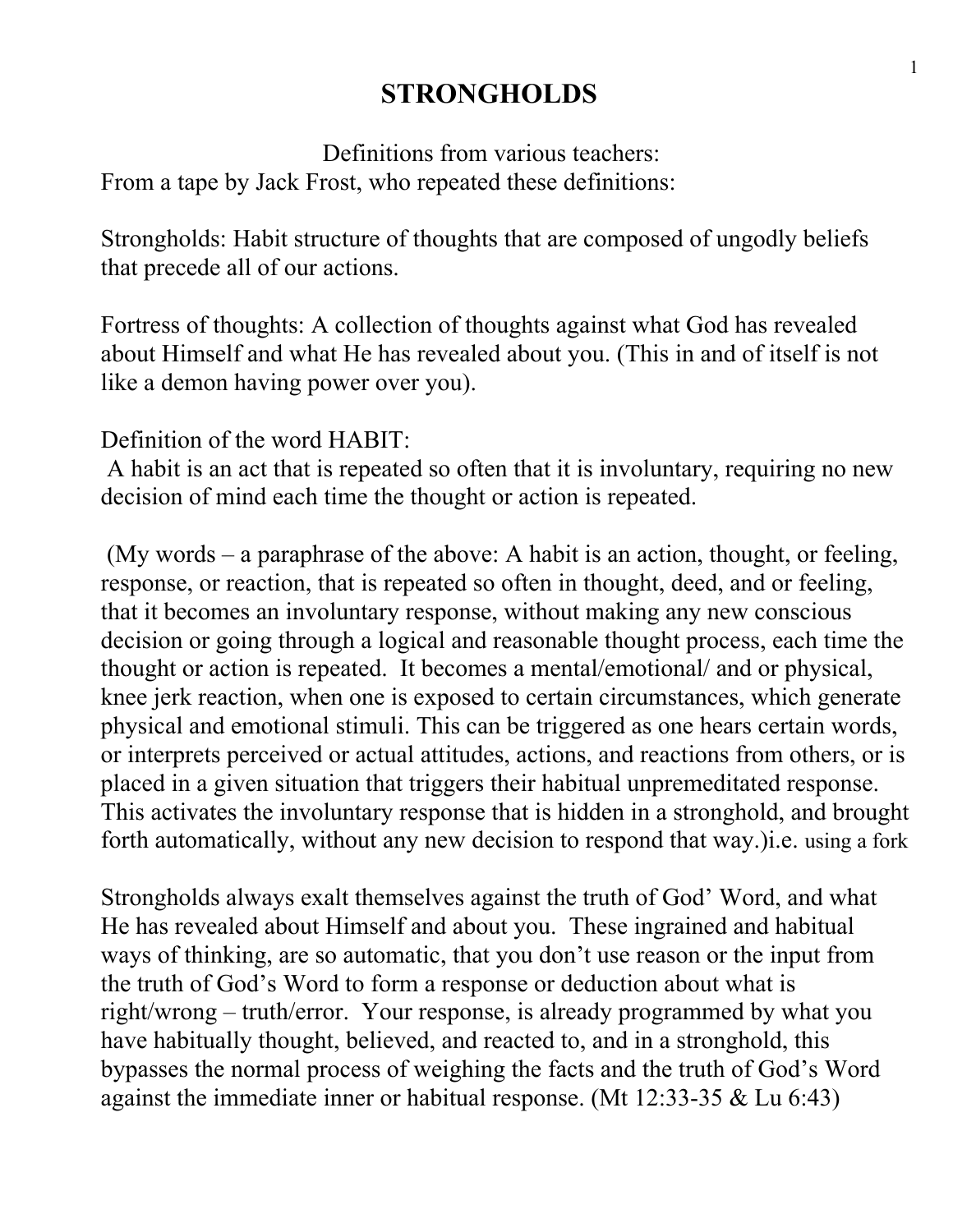# STRONGHOLDS

Definitions from various teachers:

From a tape by Jack Frost, who repeated these definitions:

Strongholds: Habit structure of thoughts that are composed of ungodly beliefs that precede all of our actions.

Fortress of thoughts: A collection of thoughts against what God has revealed about Himself and what He has revealed about you. (This in and of itself is not like a demon having power over you).

Definition of the word HABIT:

A habit is an act that is repeated so often that it is involuntary, requiring no new decision of mind each time the thought or action is repeated.

(My words – a paraphrase of the above: A habit is an action, thought, or feeling, response, or reaction, that is repeated so often in thought, deed, and or feeling, that it becomes an involuntary response, without making any new conscious decision or going through a logical and reasonable thought process, each time the thought or action is repeated. It becomes a mental/emotional/ and or physical, knee jerk reaction, when one is exposed to certain circumstances, which generate physical and emotional stimuli. This can be triggered as one hears certain words, or interprets perceived or actual attitudes, actions, and reactions from others, or is placed in a given situation that triggers their habitual unpremeditated response. This activates the involuntary response that is hidden in a stronghold, and brought forth automatically, without any new decision to respond that way.)i.e. using a fork

Strongholds always exalt themselves against the truth of God' Word, and what He has revealed about Himself and about you. These ingrained and habitual ways of thinking, are so automatic, that you don't use reason or the input from the truth of God's Word to form a response or deduction about what is right/wrong – truth/error. Your response, is already programmed by what you have habitually thought, believed, and reacted to, and in a stronghold, this bypasses the normal process of weighing the facts and the truth of God's Word against the immediate inner or habitual response. (Mt 12:33-35 & Lu 6:43)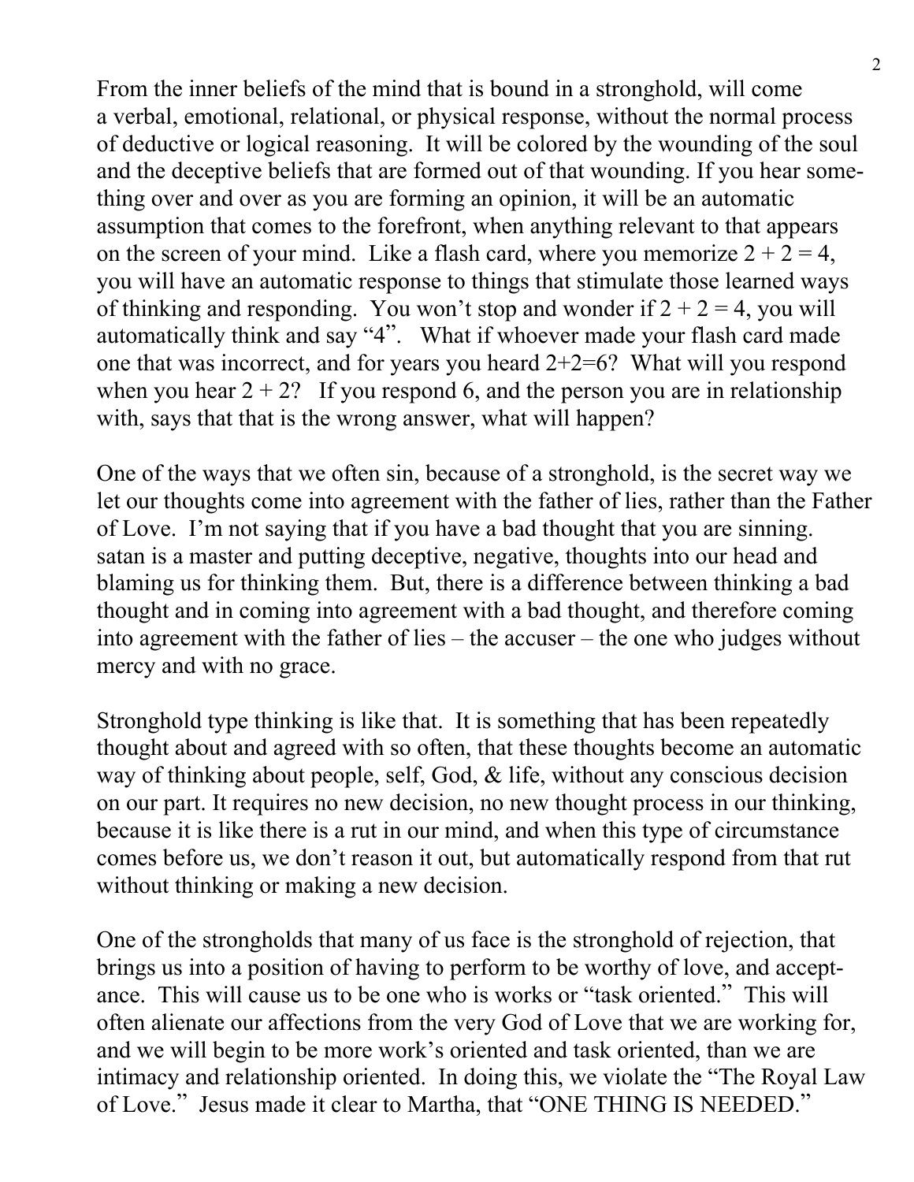From the inner beliefs of the mind that is bound in a stronghold, will come a verbal, emotional, relational, or physical response, without the normal process of deductive or logical reasoning. It will be colored by the wounding of the soul and the deceptive beliefs that are formed out of that wounding. If you hear something over and over as you are forming an opinion, it will be an automatic assumption that comes to the forefront, when anything relevant to that appears on the screen of your mind. Like a flash card, where you memorize 2 + 2 = 4, you will have an automatic response to things that stimulate those learned ways of thinking and responding. You won't stop and wonder if 2 + 2 = 4, you will automatically think and say "4". What if whoever made your flash card made one that was incorrect, and for years you heard 2+2=6? What will you respond when you hear 2 + 2? If you respond 6, and the person you are in relationship with, says that that is the wrong answer, what will happen?

One of the ways that we often sin, because of a stronghold, is the secret way we let our thoughts come into agreement with the father of lies, rather than the Father of Love. I'm not saying that if you have a bad thought that you are sinning. satan is a master and putting deceptive, negative, thoughts into our head and blaming us for thinking them. But, there is a difference between thinking a bad thought and in coming into agreement with a bad thought, and therefore coming into agreement with the father of lies – the accuser – the one who judges without mercy and with no grace.

Stronghold type thinking is like that. It is something that has been repeatedly thought about and agreed with so often, that these thoughts become an automatic way of thinking about people, self, God, & life, without any conscious decision on our part. It requires no new decision, no new thought process in our thinking, because it is like there is a rut in our mind, and when this type of circumstance comes before us, we don't reason it out, but automatically respond from that rut without thinking or making a new decision.

One of the strongholds that many of us face is the stronghold of rejection, that brings us into a position of having to perform to be worthy of love, and acceptance. This will cause us to be one who is works or "task oriented." This will often alienate our affections from the very God of Love that we are working for, and we will begin to be more work's oriented and task oriented, than we are intimacy and relationship oriented. In doing this, we violate the "The Royal Law of Love." Jesus made it clear to Martha, that "ONE THING IS NEEDED."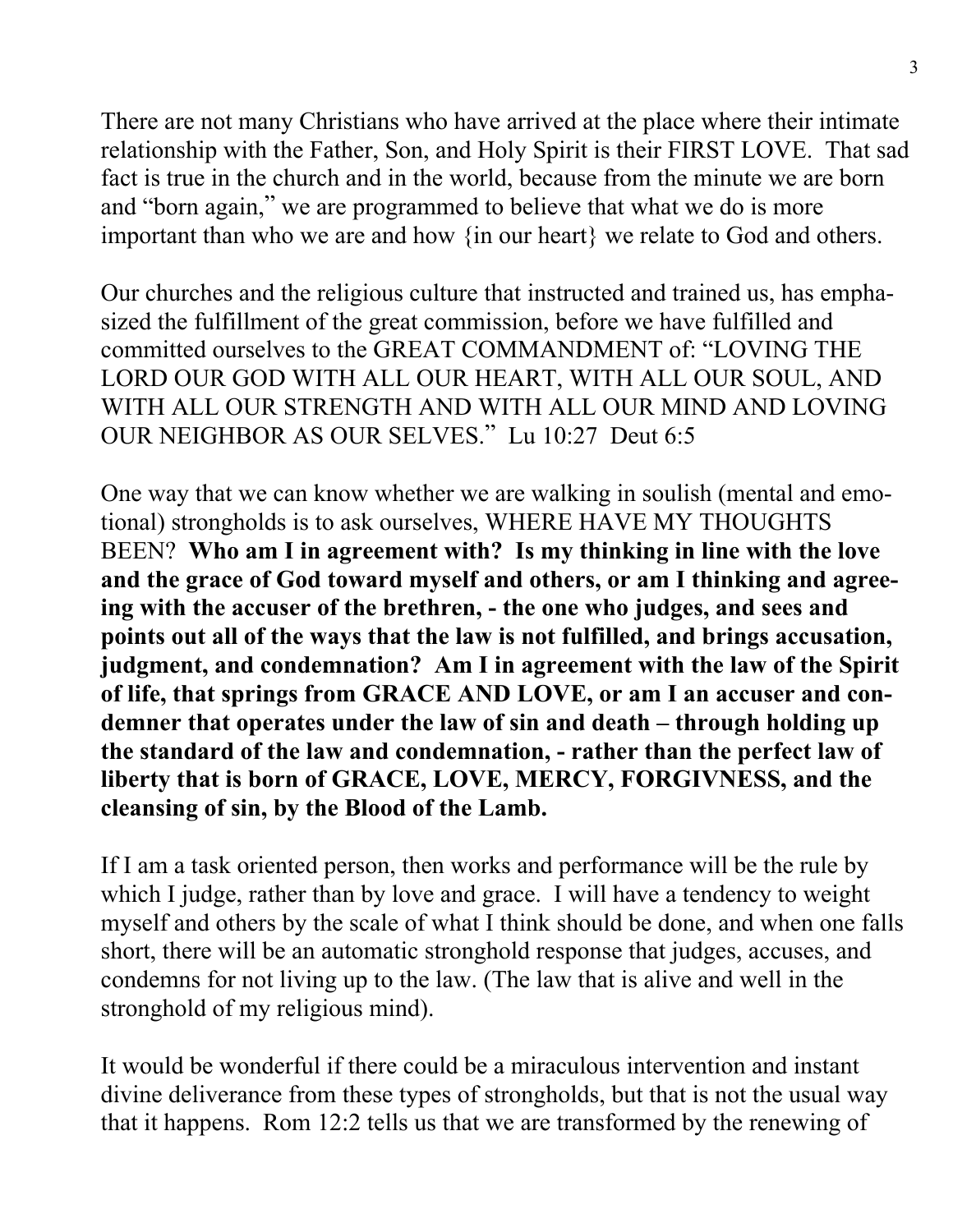There are not many Christians who have arrived at the place where their intimate relationship with the Father, Son, and Holy Spirit is their FIRST LOVE. That sad fact is true in the church and in the world, because from the minute we are born and "born again," we are programmed to believe that what we do is more important than who we are and how {in our heart} we relate to God and others.

Our churches and the religious culture that instructed and trained us, has emphasized the fulfillment of the great commission, before we have fulfilled and committed ourselves to the GREAT COMMANDMENT of: "LOVING THE LORD OUR GOD WITH ALL OUR HEART, WITH ALL OUR SOUL, AND WITH ALL OUR STRENGTH AND WITH ALL OUR MIND AND LOVING OUR NEIGHBOR AS OUR SELVES." Lu 10:27 Deut 6:5

One way that we can know whether we are walking in soulish (mental and emotional) strongholds is to ask ourselves, WHERE HAVE MY THOUGHTS BEEN? **Who am I in agreement with? Is my thinking in line with the love and the grace of God toward myself and others, or am I thinking and agreeing with the accuser of the brethren, - the one who judges, and sees and points out all of the ways that the law is not fulfilled, and brings accusation, judgment, and condemnation? Am I in agreement with the law of the Spirit of life, that springs from GRACE AND LOVE, or am I an accuser and condemner that operates under the law of sin and death – through holding up the standard of the law and condemnation, - rather than the perfect law of liberty that is born of GRACE, LOVE, MERCY, FORGIVNESS, and the cleansing of sin, by the Blood of the Lamb.**

If I am a task oriented person, then works and performance will be the rule by which I judge, rather than by love and grace. I will have a tendency to weight myself and others by the scale of what I think should be done, and when one falls short, there will be an automatic stronghold response that judges, accuses, and condemns for not living up to the law. (The law that is alive and well in the stronghold of my religious mind).

It would be wonderful if there could be a miraculous intervention and instant divine deliverance from these types of strongholds, but that is not the usual way that it happens. Rom 12:2 tells us that we are transformed by the renewing of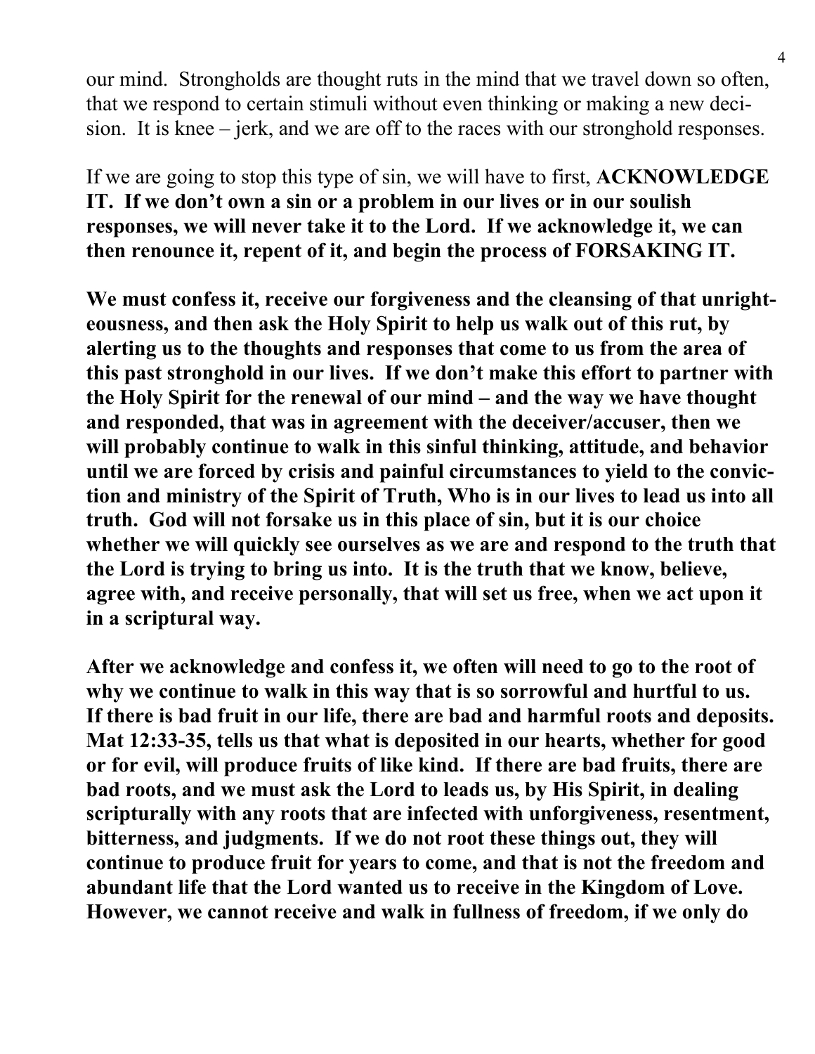our mind. Strongholds are thought ruts in the mind that we travel down so often, that we respond to certain stimuli without even thinking or making a new decision. It is knee – jerk, and we are off to the races with our stronghold responses.

If we are going to stop this type of sin, we will have to first, **ACKNOWLEDGE IT. If we don't own a sin or a problem in our lives or in our soulish responses, we will never take it to the Lord. If we acknowledge it, we can then renounce it, repent of it, and begin the process of FORSAKING IT.**

**We must confess it, receive our forgiveness and the cleansing of that unrighteousness, and then ask the Holy Spirit to help us walk out of this rut, by alerting us to the thoughts and responses that come to us from the area of this past stronghold in our lives. If we don't make this effort to partner with the Holy Spirit for the renewal of our mind – and the way we have thought and responded, that was in agreement with the deceiver/accuser, then we will probably continue to walk in this sinful thinking, attitude, and behavior until we are forced by crisis and painful circumstances to yield to the conviction and ministry of the Spirit of Truth, Who is in our lives to lead us into all truth. God will not forsake us in this place of sin, but it is our choice whether we will quickly see ourselves as we are and respond to the truth that the Lord is trying to bring us into. It is the truth that we know, believe, agree with, and receive personally, that will set us free, when we act upon it in a scriptural way.**

**After we acknowledge and confess it, we often will need to go to the root of why we continue to walk in this way that is so sorrowful and hurtful to us. If there is bad fruit in our life, there are bad and harmful roots and deposits. Mat 12:33-35, tells us that what is deposited in our hearts, whether for good or for evil, will produce fruits of like kind. If there are bad fruits, there are bad roots, and we must ask the Lord to leads us, by His Spirit, in dealing scripturally with any roots that are infected with unforgiveness, resentment, bitterness, and judgments. If we do not root these things out, they will continue to produce fruit for years to come, and that is not the freedom and abundant life that the Lord wanted us to receive in the Kingdom of Love. However, we cannot receive and walk in fullness of freedom, if we only do**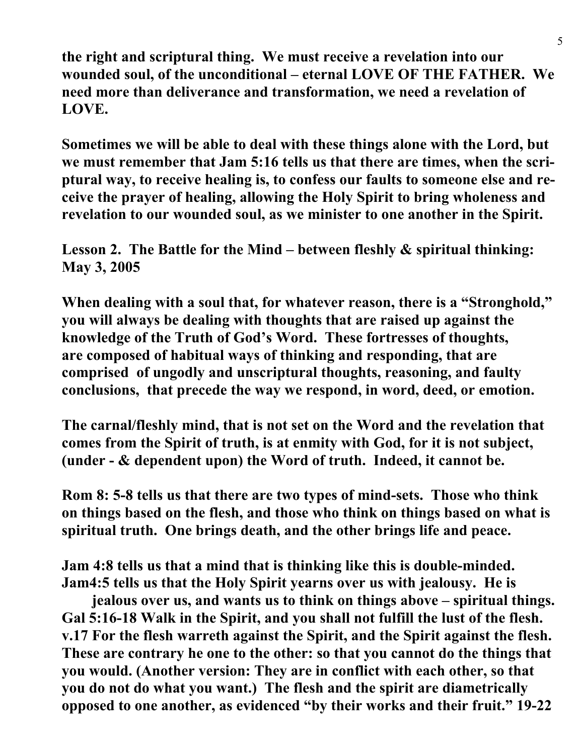**the right and scriptural thing. We must receive a revelation into our wounded soul, of the unconditional – eternal LOVE OF THE FATHER. We need more than deliverance and transformation, we need a revelation of LOVE.**

**Sometimes we will be able to deal with these things alone with the Lord, but we must remember that Jam 5:16 tells us that there are times, when the scriptural way, to receive healing is, to confess our faults to someone else and receive the prayer of healing, allowing the Holy Spirit to bring wholeness and revelation to our wounded soul, as we minister to one another in the Spirit.**

**Lesson 2. The Battle for the Mind – between fleshly & spiritual thinking: May 3, 2005**

**When dealing with a soul that, for whatever reason, there is a "Stronghold," you will always be dealing with thoughts that are raised up against the knowledge of the Truth of God's Word. These fortresses of thoughts, are composed of habitual ways of thinking and responding, that are comprised of ungodly and unscriptural thoughts, reasoning, and faulty conclusions, that precede the way we respond, in word, deed, or emotion.**

**The carnal/fleshly mind, that is not set on the Word and the revelation that comes from the Spirit of truth, is at enmity with God, for it is not subject, (under - & dependent upon) the Word of truth. Indeed, it cannot be.**

**Rom 8: 5-8 tells us that there are two types of mind-sets. Those who think on things based on the flesh, and those who think on things based on what is spiritual truth. One brings death, and the other brings life and peace.**

**Jam 4:8 tells us that a mind that is thinking like this is double-minded.**
**Jam4:5 tells us that the Holy Spirit yearns over us with jealousy. He is jealous over us, and wants us to think on things above – spiritual things.**
**Gal 5:16-18 Walk in the Spirit, and you shall not fulfill the lust of the flesh.**
**v.17 For the flesh warreth against the Spirit, and the Spirit against the flesh. These are contrary he one to the other: so that you cannot do the things that you would. (Another version: They are in conflict with each other, so that you do not do what you want.) The flesh and the spirit are diametrically opposed to one another, as evidenced "by their works and their fruit." 19-22**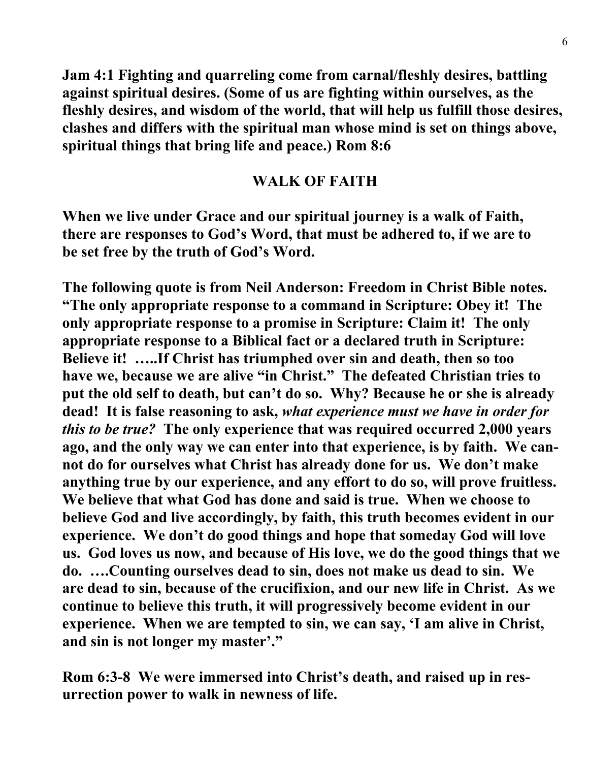**Jam 4:1 Fighting and quarreling come from carnal/fleshly desires, battling against spiritual desires. (Some of us are fighting within ourselves, as the fleshly desires, and wisdom of the world, that will help us fulfill those desires, clashes and differs with the spiritual man whose mind is set on things above, spiritual things that bring life and peace.) Rom 8:6**

## WALK OF FAITH

**When we live under Grace and our spiritual journey is a walk of Faith, there are responses to God's Word, that must be adhered to, if we are to be set free by the truth of God's Word.**

**The following quote is from Neil Anderson: Freedom in Christ Bible notes. "The only appropriate response to a command in Scripture: Obey it! The only appropriate response to a promise in Scripture: Claim it! The only appropriate response to a Biblical fact or a declared truth in Scripture: Believe it! …..If Christ has triumphed over sin and death, then so too have we, because we are alive "in Christ." The defeated Christian tries to put the old self to death, but can't do so. Why? Because he or she is already dead! It is false reasoning to ask, *what experience must we have in order for this to be true?* The only experience that was required occurred 2,000 years ago, and the only way we can enter into that experience, is by faith. We cannot do for ourselves what Christ has already done for us. We don't make anything true by our experience, and any effort to do so, will prove fruitless. We believe that what God has done and said is true. When we choose to believe God and live accordingly, by faith, this truth becomes evident in our experience. We don't do good things and hope that someday God will love us. God loves us now, and because of His love, we do the good things that we do. ….Counting ourselves dead to sin, does not make us dead to sin. We are dead to sin, because of the crucifixion, and our new life in Christ. As we continue to believe this truth, it will progressively become evident in our experience. When we are tempted to sin, we can say, 'I am alive in Christ, and sin is not longer my master'."**

**Rom 6:3-8 We were immersed into Christ's death, and raised up in resurrection power to walk in newness of life.**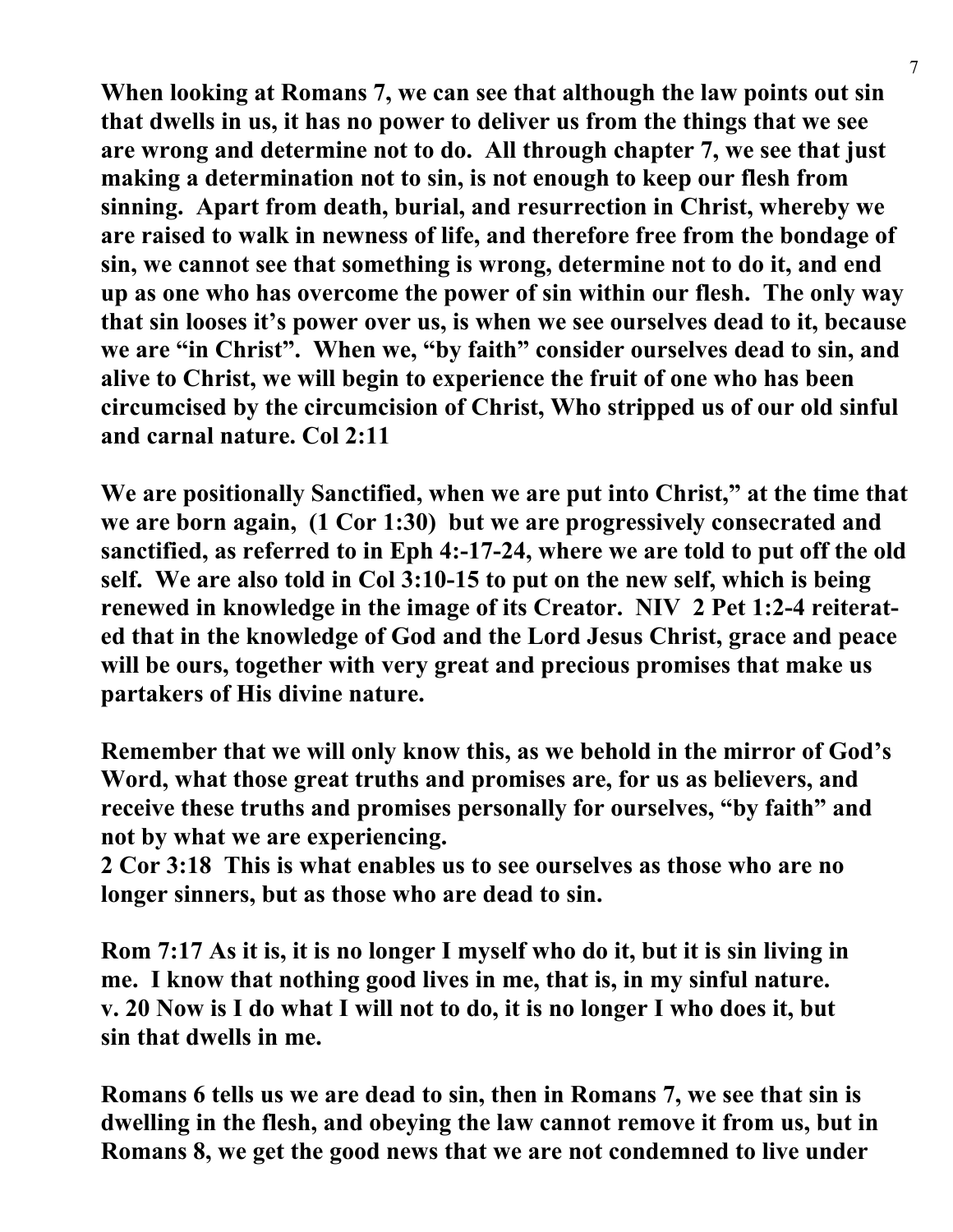**When looking at Romans 7, we can see that although the law points out sin that dwells in us, it has no power to deliver us from the things that we see are wrong and determine not to do. All through chapter 7, we see that just making a determination not to sin, is not enough to keep our flesh from sinning. Apart from death, burial, and resurrection in Christ, whereby we are raised to walk in newness of life, and therefore free from the bondage of sin, we cannot see that something is wrong, determine not to do it, and end up as one who has overcome the power of sin within our flesh. The only way that sin looses it's power over us, is when we see ourselves dead to it, because we are "in Christ". When we, "by faith" consider ourselves dead to sin, and alive to Christ, we will begin to experience the fruit of one who has been circumcised by the circumcision of Christ, Who stripped us of our old sinful and carnal nature. Col 2:11**

**We are positionally Sanctified, when we are put into Christ," at the time that we are born again, (1 Cor 1:30) but we are progressively consecrated and sanctified, as referred to in Eph 4:-17-24, where we are told to put off the old self. We are also told in Col 3:10-15 to put on the new self, which is being renewed in knowledge in the image of its Creator. NIV 2 Pet 1:2-4 reiterated that in the knowledge of God and the Lord Jesus Christ, grace and peace will be ours, together with very great and precious promises that make us partakers of His divine nature.**

**Remember that we will only know this, as we behold in the mirror of God's Word, what those great truths and promises are, for us as believers, and receive these truths and promises personally for ourselves, "by faith" and not by what we are experiencing.**
**2 Cor 3:18 This is what enables us to see ourselves as those who are no longer sinners, but as those who are dead to sin.**

**Rom 7:17 As it is, it is no longer I myself who do it, but it is sin living in me. I know that nothing good lives in me, that is, in my sinful nature.**
**v. 20 Now is I do what I will not to do, it is no longer I who does it, but sin that dwells in me.**

**Romans 6 tells us we are dead to sin, then in Romans 7, we see that sin is dwelling in the flesh, and obeying the law cannot remove it from us, but in Romans 8, we get the good news that we are not condemned to live under**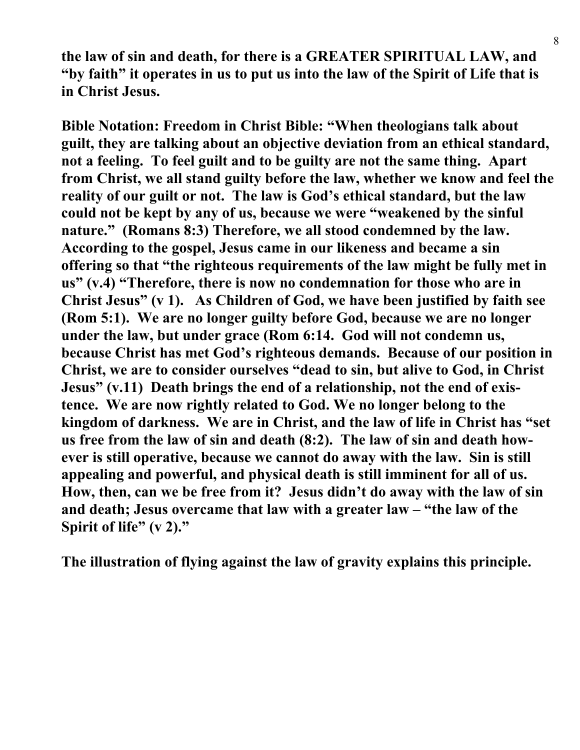**the law of sin and death, for there is a GREATER SPIRITUAL LAW, and "by faith" it operates in us to put us into the law of the Spirit of Life that is in Christ Jesus.**

**Bible Notation: Freedom in Christ Bible: "When theologians talk about guilt, they are talking about an objective deviation from an ethical standard, not a feeling. To feel guilt and to be guilty are not the same thing. Apart from Christ, we all stand guilty before the law, whether we know and feel the reality of our guilt or not. The law is God's ethical standard, but the law could not be kept by any of us, because we were "weakened by the sinful nature." (Romans 8:3) Therefore, we all stood condemned by the law. According to the gospel, Jesus came in our likeness and became a sin offering so that "the righteous requirements of the law might be fully met in us" (v.4) "Therefore, there is now no condemnation for those who are in Christ Jesus" (v 1). As Children of God, we have been justified by faith see (Rom 5:1). We are no longer guilty before God, because we are no longer under the law, but under grace (Rom 6:14. God will not condemn us, because Christ has met God's righteous demands. Because of our position in Christ, we are to consider ourselves "dead to sin, but alive to God, in Christ Jesus" (v.11) Death brings the end of a relationship, not the end of existence. We are now rightly related to God. We no longer belong to the kingdom of darkness. We are in Christ, and the law of life in Christ has "set us free from the law of sin and death (8:2). The law of sin and death however is still operative, because we cannot do away with the law. Sin is still appealing and powerful, and physical death is still imminent for all of us. How, then, can we be free from it? Jesus didn't do away with the law of sin and death; Jesus overcame that law with a greater law – "the law of the Spirit of life" (v 2)."**

**The illustration of flying against the law of gravity explains this principle.**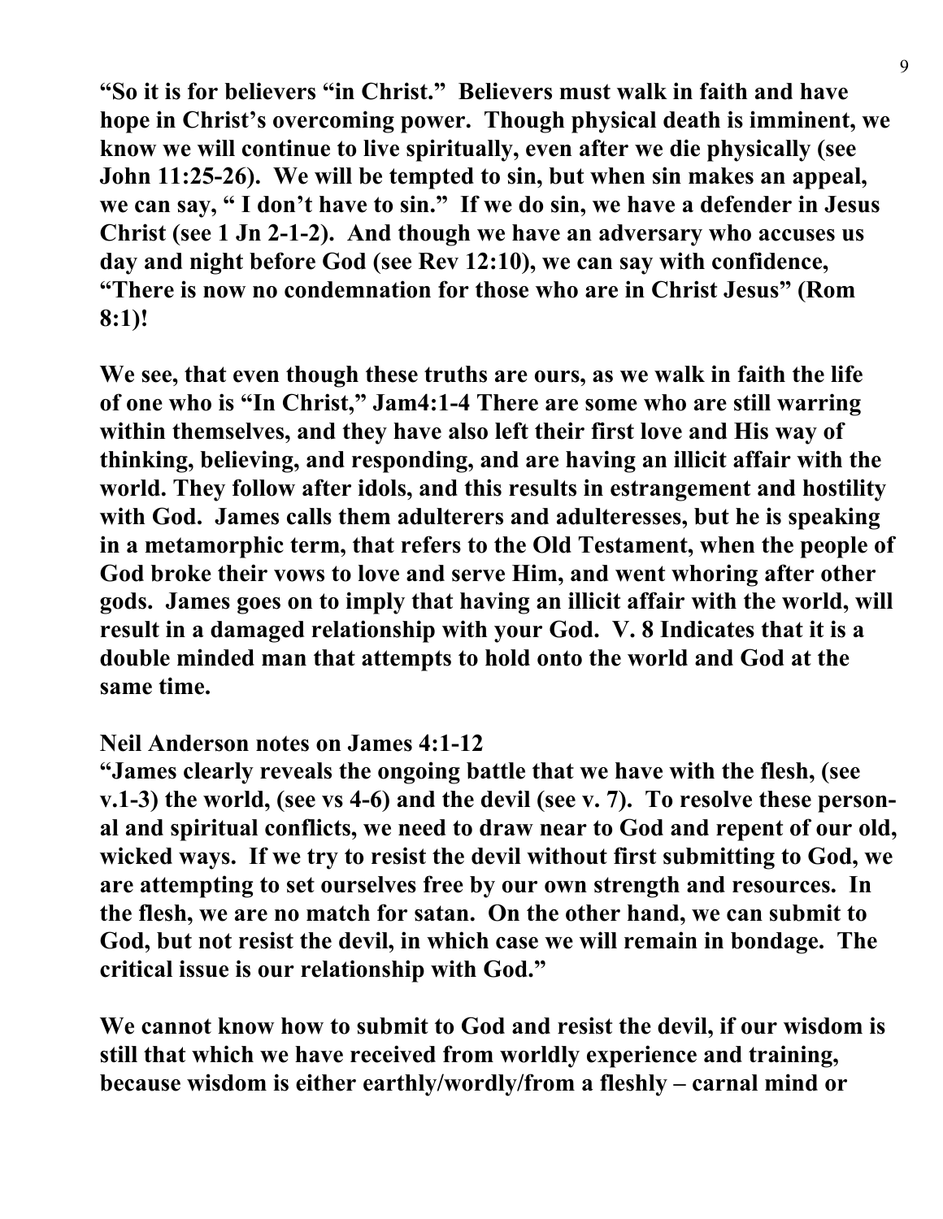**"So it is for believers "in Christ." Believers must walk in faith and have hope in Christ's overcoming power. Though physical death is imminent, we know we will continue to live spiritually, even after we die physically (see John 11:25-26). We will be tempted to sin, but when sin makes an appeal, we can say, " I don't have to sin." If we do sin, we have a defender in Jesus Christ (see 1 Jn 2-1-2). And though we have an adversary who accuses us day and night before God (see Rev 12:10), we can say with confidence, "There is now no condemnation for those who are in Christ Jesus" (Rom 8:1)!**

**We see, that even though these truths are ours, as we walk in faith the life of one who is "In Christ," Jam4:1-4 There are some who are still warring within themselves, and they have also left their first love and His way of thinking, believing, and responding, and are having an illicit affair with the world. They follow after idols, and this results in estrangement and hostility with God. James calls them adulterers and adulteresses, but he is speaking in a metamorphic term, that refers to the Old Testament, when the people of God broke their vows to love and serve Him, and went whoring after other gods. James goes on to imply that having an illicit affair with the world, will result in a damaged relationship with your God. V. 8 Indicates that it is a double minded man that attempts to hold onto the world and God at the same time.**

**Neil Anderson notes on James 4:1-12**
**"James clearly reveals the ongoing battle that we have with the flesh, (see v.1-3) the world, (see vs 4-6) and the devil (see v. 7). To resolve these personal and spiritual conflicts, we need to draw near to God and repent of our old, wicked ways. If we try to resist the devil without first submitting to God, we are attempting to set ourselves free by our own strength and resources. In the flesh, we are no match for satan. On the other hand, we can submit to God, but not resist the devil, in which case we will remain in bondage. The critical issue is our relationship with God."**

**We cannot know how to submit to God and resist the devil, if our wisdom is still that which we have received from worldly experience and training, because wisdom is either earthly/wordly/from a fleshly – carnal mind or**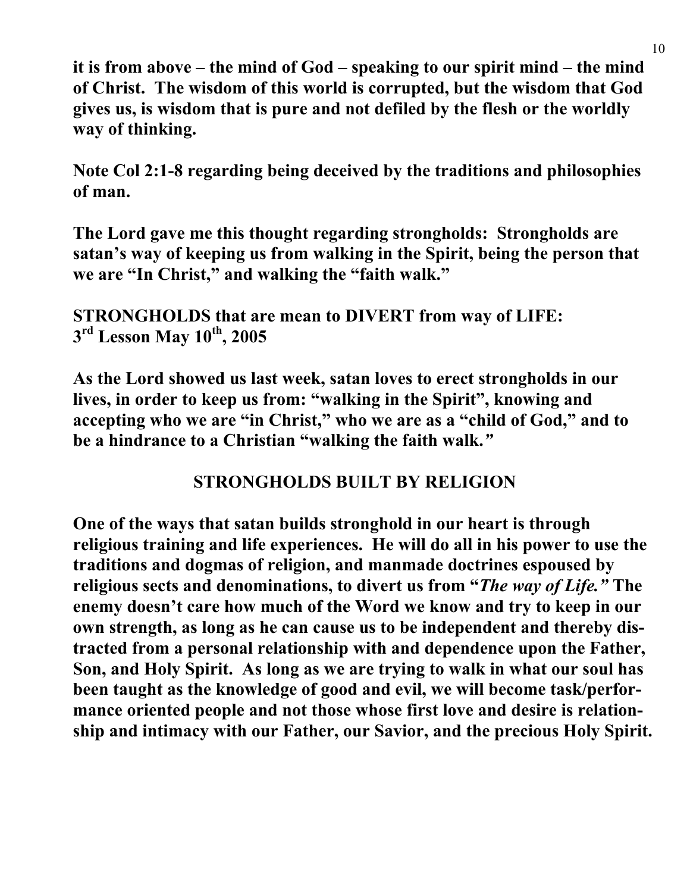**it is from above – the mind of God – speaking to our spirit mind – the mind of Christ. The wisdom of this world is corrupted, but the wisdom that God gives us, is wisdom that is pure and not defiled by the flesh or the worldly way of thinking.**

**Note Col 2:1-8 regarding being deceived by the traditions and philosophies of man.**

**The Lord gave me this thought regarding strongholds: Strongholds are satan's way of keeping us from walking in the Spirit, being the person that we are "In Christ," and walking the "faith walk."**

**STRONGHOLDS that are mean to DIVERT from way of LIFE:**
**3rd Lesson May 10th, 2005**

**As the Lord showed us last week, satan loves to erect strongholds in our lives, in order to keep us from: "walking in the Spirit", knowing and accepting who we are "in Christ," who we are as a "child of God," and to be a hindrance to a Christian "walking the faith walk."**

## STRONGHOLDS BUILT BY RELIGION

**One of the ways that satan builds stronghold in our heart is through religious training and life experiences. He will do all in his power to use the traditions and dogmas of religion, and manmade doctrines espoused by religious sects and denominations, to divert us from "*The way of Life."* The enemy doesn't care how much of the Word we know and try to keep in our own strength, as long as he can cause us to be independent and thereby distracted from a personal relationship with and dependence upon the Father, Son, and Holy Spirit. As long as we are trying to walk in what our soul has been taught as the knowledge of good and evil, we will become task/performance oriented people and not those whose first love and desire is relationship and intimacy with our Father, our Savior, and the precious Holy Spirit.**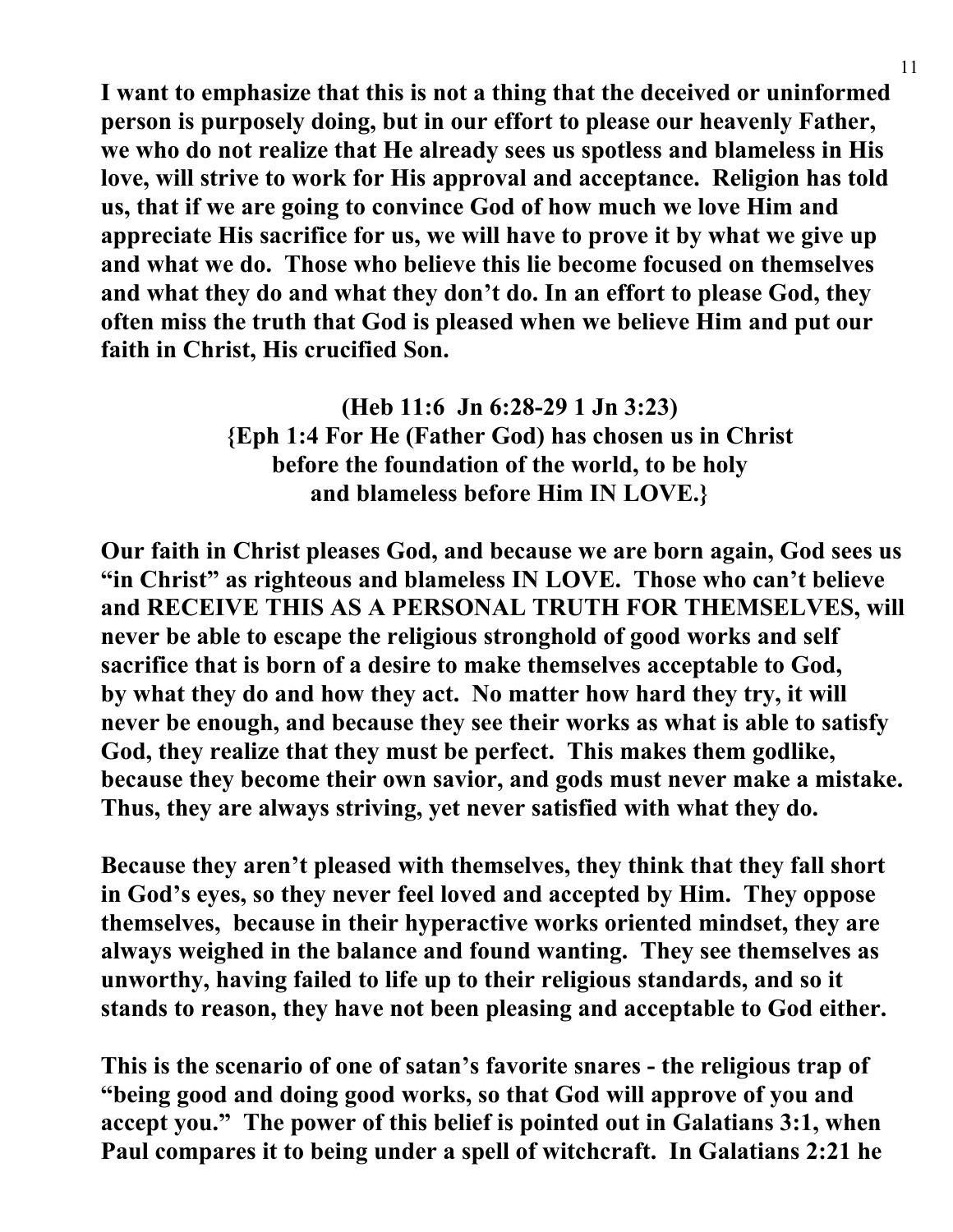**I want to emphasize that this is not a thing that the deceived or uninformed person is purposely doing, but in our effort to please our heavenly Father, we who do not realize that He already sees us spotless and blameless in His love, will strive to work for His approval and acceptance. Religion has told us, that if we are going to convince God of how much we love Him and appreciate His sacrifice for us, we will have to prove it by what we give up and what we do. Those who believe this lie become focused on themselves and what they do and what they don't do. In an effort to please God, they often miss the truth that God is pleased when we believe Him and put our faith in Christ, His crucified Son.**

**(Heb 11:6 Jn 6:28-29 1 Jn 3:23)**
**{Eph 1:4 For He (Father God) has chosen us in Christ before the foundation of the world, to be holy and blameless before Him IN LOVE.}**

**Our faith in Christ pleases God, and because we are born again, God sees us "in Christ" as righteous and blameless IN LOVE. Those who can't believe and RECEIVE THIS AS A PERSONAL TRUTH FOR THEMSELVES, will never be able to escape the religious stronghold of good works and self sacrifice that is born of a desire to make themselves acceptable to God, by what they do and how they act. No matter how hard they try, it will never be enough, and because they see their works as what is able to satisfy God, they realize that they must be perfect. This makes them godlike, because they become their own savior, and gods must never make a mistake. Thus, they are always striving, yet never satisfied with what they do.**

**Because they aren't pleased with themselves, they think that they fall short in God's eyes, so they never feel loved and accepted by Him. They oppose themselves, because in their hyperactive works oriented mindset, they are always weighed in the balance and found wanting. They see themselves as unworthy, having failed to life up to their religious standards, and so it stands to reason, they have not been pleasing and acceptable to God either.**

**This is the scenario of one of satan's favorite snares - the religious trap of "being good and doing good works, so that God will approve of you and accept you." The power of this belief is pointed out in Galatians 3:1, when Paul compares it to being under a spell of witchcraft. In Galatians 2:21 he**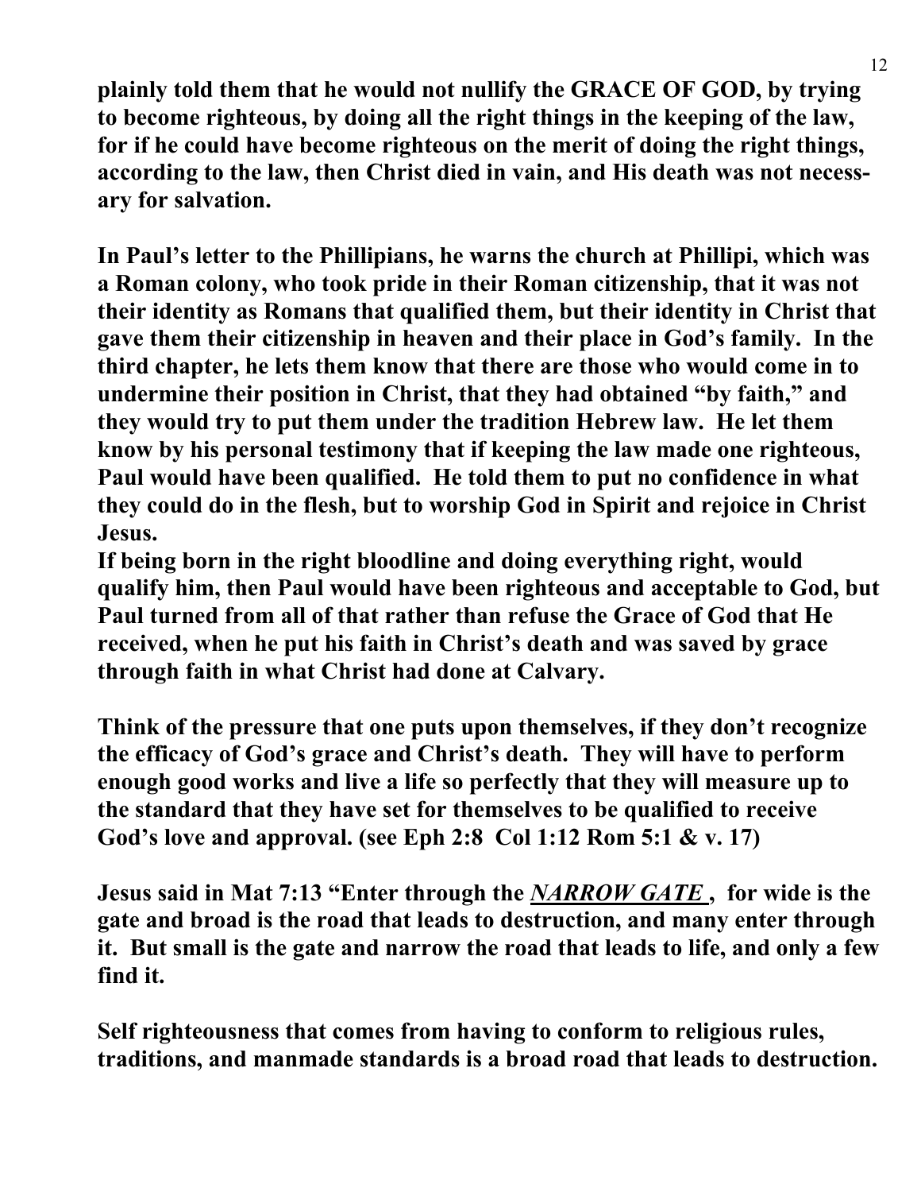**plainly told them that he would not nullify the GRACE OF GOD, by trying to become righteous, by doing all the right things in the keeping of the law, for if he could have become righteous on the merit of doing the right things, according to the law, then Christ died in vain, and His death was not necessary for salvation.**

**In Paul's letter to the Phillipians, he warns the church at Phillipi, which was a Roman colony, who took pride in their Roman citizenship, that it was not their identity as Romans that qualified them, but their identity in Christ that gave them their citizenship in heaven and their place in God's family. In the third chapter, he lets them know that there are those who would come in to undermine their position in Christ, that they had obtained "by faith," and they would try to put them under the tradition Hebrew law. He let them know by his personal testimony that if keeping the law made one righteous, Paul would have been qualified. He told them to put no confidence in what they could do in the flesh, but to worship God in Spirit and rejoice in Christ Jesus.**

**If being born in the right bloodline and doing everything right, would qualify him, then Paul would have been righteous and acceptable to God, but Paul turned from all of that rather than refuse the Grace of God that He received, when he put his faith in Christ's death and was saved by grace through faith in what Christ had done at Calvary.**

**Think of the pressure that one puts upon themselves, if they don't recognize the efficacy of God's grace and Christ's death. They will have to perform enough good works and live a life so perfectly that they will measure up to the standard that they have set for themselves to be qualified to receive God's love and approval. (see Eph 2:8 Col 1:12 Rom 5:1 & v. 17)**

**Jesus said in Mat 7:13 "Enter through the *NARROW GATE* , for wide is the gate and broad is the road that leads to destruction, and many enter through it. But small is the gate and narrow the road that leads to life, and only a few find it.**

**Self righteousness that comes from having to conform to religious rules, traditions, and manmade standards is a broad road that leads to destruction.**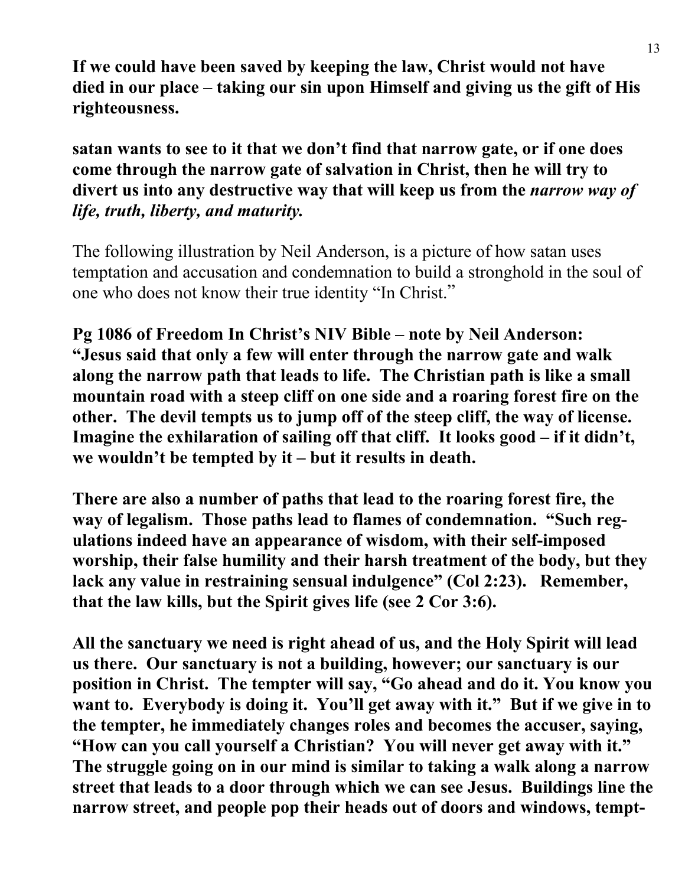**If we could have been saved by keeping the law, Christ would not have died in our place – taking our sin upon Himself and giving us the gift of His righteousness.**

**satan wants to see to it that we don't find that narrow gate, or if one does come through the narrow gate of salvation in Christ, then he will try to divert us into any destructive way that will keep us from the *narrow way of life, truth, liberty, and maturity.***

The following illustration by Neil Anderson, is a picture of how satan uses temptation and accusation and condemnation to build a stronghold in the soul of one who does not know their true identity "In Christ."

**Pg 1086 of Freedom In Christ's NIV Bible – note by Neil Anderson: "Jesus said that only a few will enter through the narrow gate and walk along the narrow path that leads to life. The Christian path is like a small mountain road with a steep cliff on one side and a roaring forest fire on the other. The devil tempts us to jump off of the steep cliff, the way of license. Imagine the exhilaration of sailing off that cliff. It looks good – if it didn't, we wouldn't be tempted by it – but it results in death.**

**There are also a number of paths that lead to the roaring forest fire, the way of legalism. Those paths lead to flames of condemnation. "Such regulations indeed have an appearance of wisdom, with their self-imposed worship, their false humility and their harsh treatment of the body, but they lack any value in restraining sensual indulgence" (Col 2:23). Remember, that the law kills, but the Spirit gives life (see 2 Cor 3:6).**

**All the sanctuary we need is right ahead of us, and the Holy Spirit will lead us there. Our sanctuary is not a building, however; our sanctuary is our position in Christ. The tempter will say, "Go ahead and do it. You know you want to. Everybody is doing it. You'll get away with it." But if we give in to the tempter, he immediately changes roles and becomes the accuser, saying, "How can you call yourself a Christian? You will never get away with it." The struggle going on in our mind is similar to taking a walk along a narrow street that leads to a door through which we can see Jesus. Buildings line the narrow street, and people pop their heads out of doors and windows, tempt-**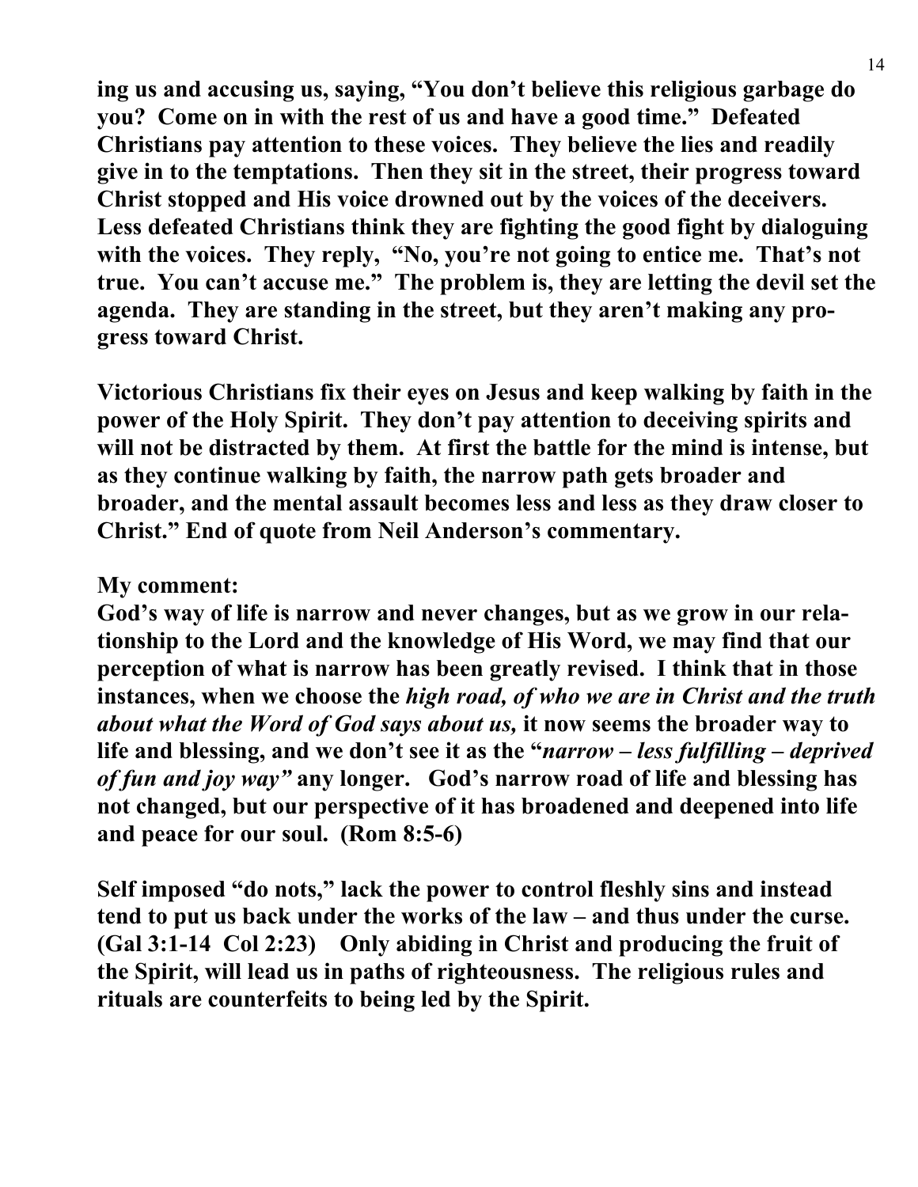**ing us and accusing us, saying, "You don't believe this religious garbage do you? Come on in with the rest of us and have a good time." Defeated Christians pay attention to these voices. They believe the lies and readily give in to the temptations. Then they sit in the street, their progress toward Christ stopped and His voice drowned out by the voices of the deceivers. Less defeated Christians think they are fighting the good fight by dialoguing with the voices. They reply, "No, you're not going to entice me. That's not true. You can't accuse me." The problem is, they are letting the devil set the agenda. They are standing in the street, but they aren't making any progress toward Christ.**

**Victorious Christians fix their eyes on Jesus and keep walking by faith in the power of the Holy Spirit. They don't pay attention to deceiving spirits and will not be distracted by them. At first the battle for the mind is intense, but as they continue walking by faith, the narrow path gets broader and broader, and the mental assault becomes less and less as they draw closer to Christ." End of quote from Neil Anderson's commentary.**

**My comment:**
**God's way of life is narrow and never changes, but as we grow in our relationship to the Lord and the knowledge of His Word, we may find that our perception of what is narrow has been greatly revised. I think that in those instances, when we choose the *high road, of who we are in Christ and the truth about what the Word of God says about us,* it now seems the broader way to life and blessing, and we don't see it as the "*narrow – less fulfilling – deprived of fun and joy way"* any longer. God's narrow road of life and blessing has not changed, but our perspective of it has broadened and deepened into life and peace for our soul. (Rom 8:5-6)**

**Self imposed "do nots," lack the power to control fleshly sins and instead tend to put us back under the works of the law – and thus under the curse. (Gal 3:1-14 Col 2:23) Only abiding in Christ and producing the fruit of the Spirit, will lead us in paths of righteousness. The religious rules and rituals are counterfeits to being led by the Spirit.**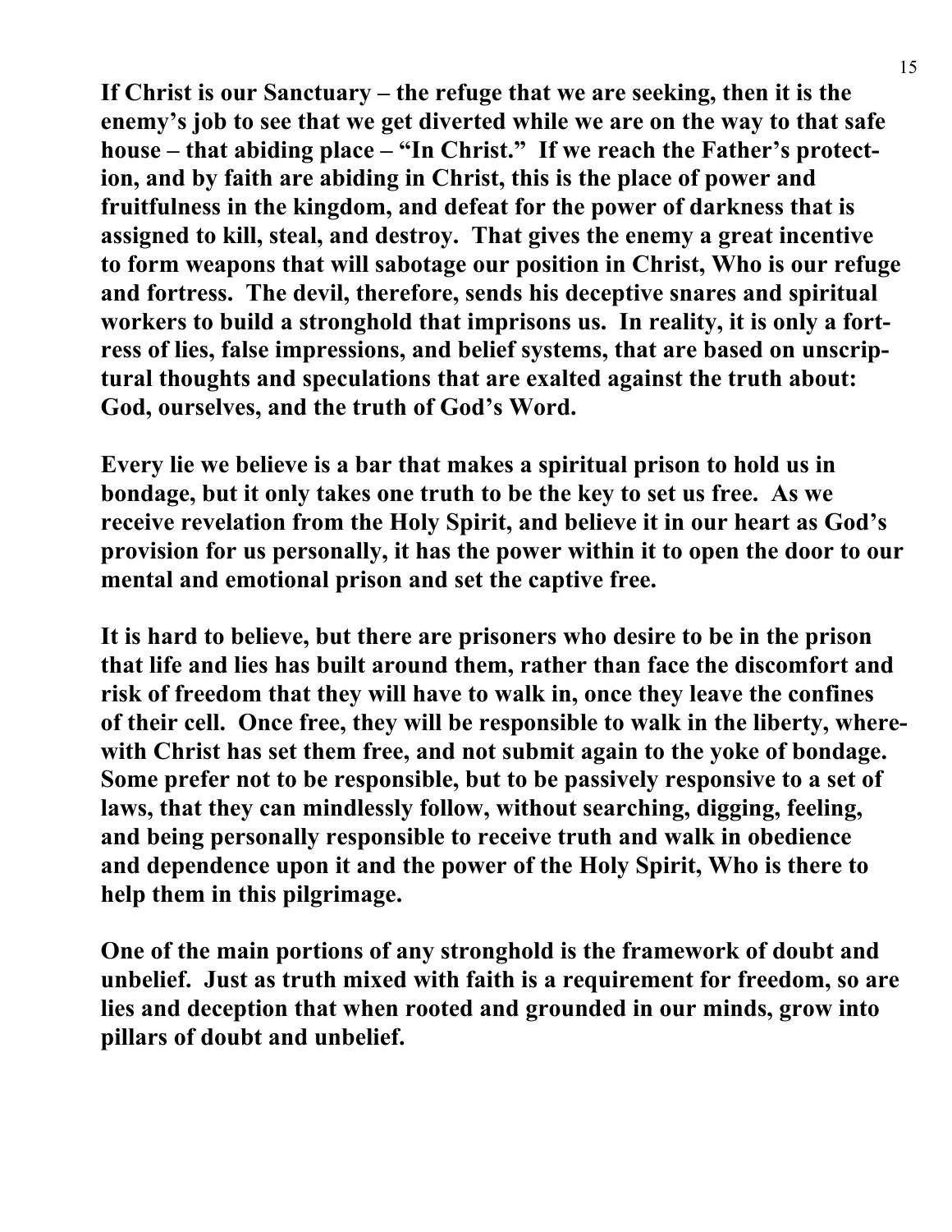**If Christ is our Sanctuary – the refuge that we are seeking, then it is the enemy's job to see that we get diverted while we are on the way to that safe house – that abiding place – "In Christ." If we reach the Father's protection, and by faith are abiding in Christ, this is the place of power and fruitfulness in the kingdom, and defeat for the power of darkness that is assigned to kill, steal, and destroy. That gives the enemy a great incentive to form weapons that will sabotage our position in Christ, Who is our refuge and fortress. The devil, therefore, sends his deceptive snares and spiritual workers to build a stronghold that imprisons us. In reality, it is only a fortress of lies, false impressions, and belief systems, that are based on unscriptural thoughts and speculations that are exalted against the truth about: God, ourselves, and the truth of God's Word.**

**Every lie we believe is a bar that makes a spiritual prison to hold us in bondage, but it only takes one truth to be the key to set us free. As we receive revelation from the Holy Spirit, and believe it in our heart as God's provision for us personally, it has the power within it to open the door to our mental and emotional prison and set the captive free.**

**It is hard to believe, but there are prisoners who desire to be in the prison that life and lies has built around them, rather than face the discomfort and risk of freedom that they will have to walk in, once they leave the confines of their cell. Once free, they will be responsible to walk in the liberty, wherewith Christ has set them free, and not submit again to the yoke of bondage. Some prefer not to be responsible, but to be passively responsive to a set of laws, that they can mindlessly follow, without searching, digging, feeling, and being personally responsible to receive truth and walk in obedience and dependence upon it and the power of the Holy Spirit, Who is there to help them in this pilgrimage.**

**One of the main portions of any stronghold is the framework of doubt and unbelief. Just as truth mixed with faith is a requirement for freedom, so are lies and deception that when rooted and grounded in our minds, grow into pillars of doubt and unbelief.**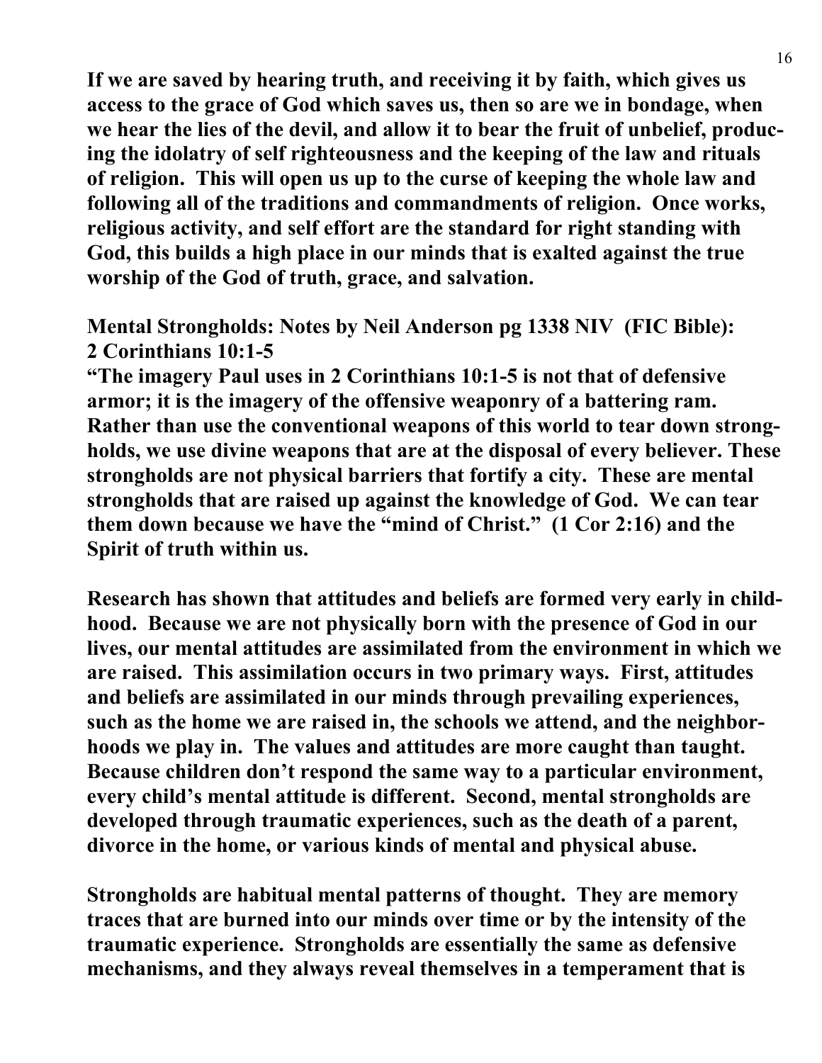**If we are saved by hearing truth, and receiving it by faith, which gives us access to the grace of God which saves us, then so are we in bondage, when we hear the lies of the devil, and allow it to bear the fruit of unbelief, producing the idolatry of self righteousness and the keeping of the law and rituals of religion. This will open us up to the curse of keeping the whole law and following all of the traditions and commandments of religion. Once works, religious activity, and self effort are the standard for right standing with God, this builds a high place in our minds that is exalted against the true worship of the God of truth, grace, and salvation.**

**Mental Strongholds: Notes by Neil Anderson pg 1338 NIV (FIC Bible): 2 Corinthians 10:1-5**

**"The imagery Paul uses in 2 Corinthians 10:1-5 is not that of defensive armor; it is the imagery of the offensive weaponry of a battering ram. Rather than use the conventional weapons of this world to tear down strongholds, we use divine weapons that are at the disposal of every believer. These strongholds are not physical barriers that fortify a city. These are mental strongholds that are raised up against the knowledge of God. We can tear them down because we have the "mind of Christ." (1 Cor 2:16) and the Spirit of truth within us.**

**Research has shown that attitudes and beliefs are formed very early in childhood. Because we are not physically born with the presence of God in our lives, our mental attitudes are assimilated from the environment in which we are raised. This assimilation occurs in two primary ways. First, attitudes and beliefs are assimilated in our minds through prevailing experiences, such as the home we are raised in, the schools we attend, and the neighborhoods we play in. The values and attitudes are more caught than taught. Because children don't respond the same way to a particular environment, every child's mental attitude is different. Second, mental strongholds are developed through traumatic experiences, such as the death of a parent, divorce in the home, or various kinds of mental and physical abuse.**

**Strongholds are habitual mental patterns of thought. They are memory traces that are burned into our minds over time or by the intensity of the traumatic experience. Strongholds are essentially the same as defensive mechanisms, and they always reveal themselves in a temperament that is**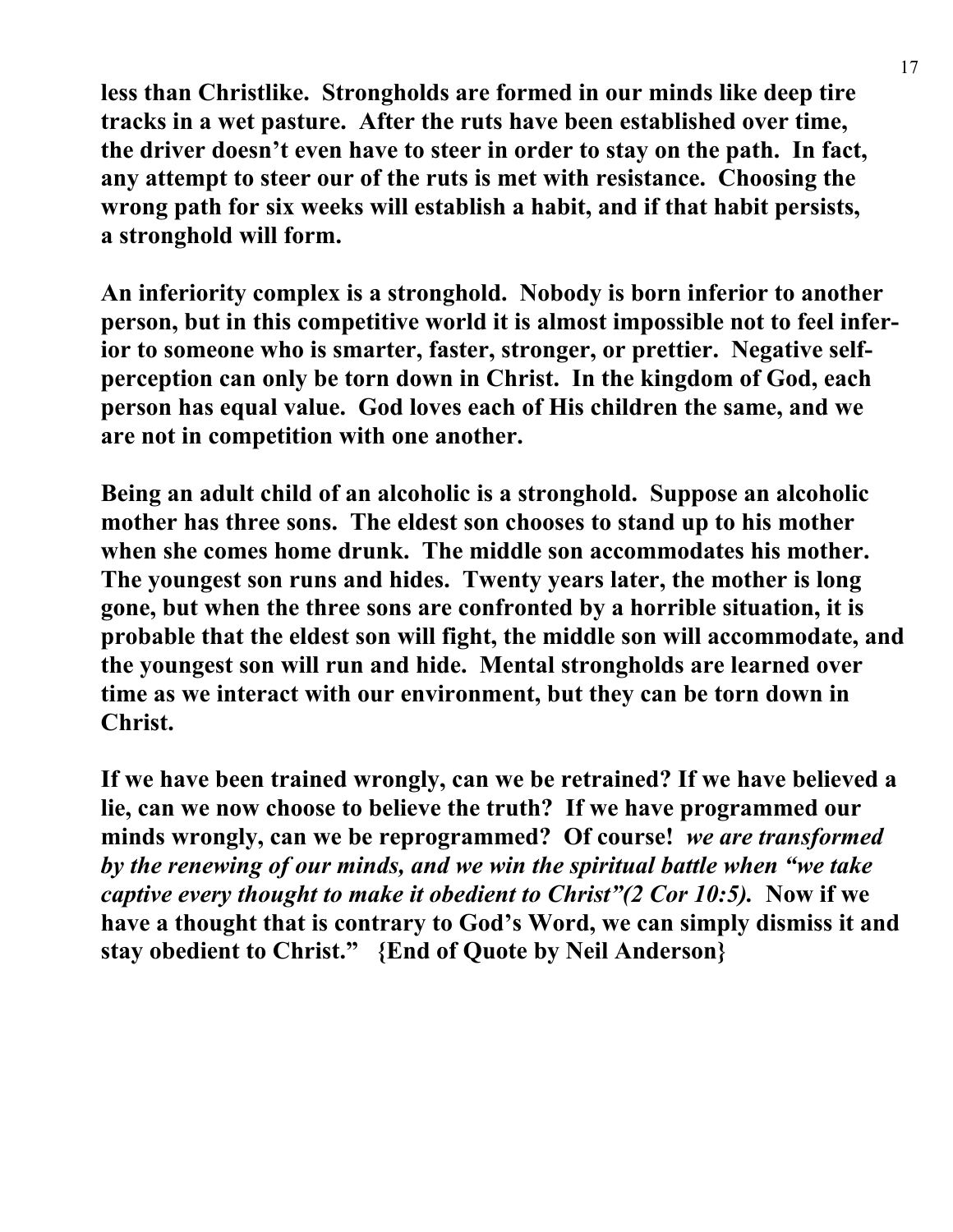**less than Christlike. Strongholds are formed in our minds like deep tire tracks in a wet pasture. After the ruts have been established over time, the driver doesn't even have to steer in order to stay on the path. In fact, any attempt to steer our of the ruts is met with resistance. Choosing the wrong path for six weeks will establish a habit, and if that habit persists, a stronghold will form.**

**An inferiority complex is a stronghold. Nobody is born inferior to another person, but in this competitive world it is almost impossible not to feel inferior to someone who is smarter, faster, stronger, or prettier. Negative self-perception can only be torn down in Christ. In the kingdom of God, each person has equal value. God loves each of His children the same, and we are not in competition with one another.**

**Being an adult child of an alcoholic is a stronghold. Suppose an alcoholic mother has three sons. The eldest son chooses to stand up to his mother when she comes home drunk. The middle son accommodates his mother. The youngest son runs and hides. Twenty years later, the mother is long gone, but when the three sons are confronted by a horrible situation, it is probable that the eldest son will fight, the middle son will accommodate, and the youngest son will run and hide. Mental strongholds are learned over time as we interact with our environment, but they can be torn down in Christ.**

**If we have been trained wrongly, can we be retrained? If we have believed a lie, can we now choose to believe the truth? If we have programmed our minds wrongly, can we be reprogrammed? Of course!** ***we are transformed by the renewing of our minds, and we win the spiritual battle when "we take captive every thought to make it obedient to Christ"(2 Cor 10:5).*** **Now if we have a thought that is contrary to God's Word, we can simply dismiss it and stay obedient to Christ." {End of Quote by Neil Anderson}**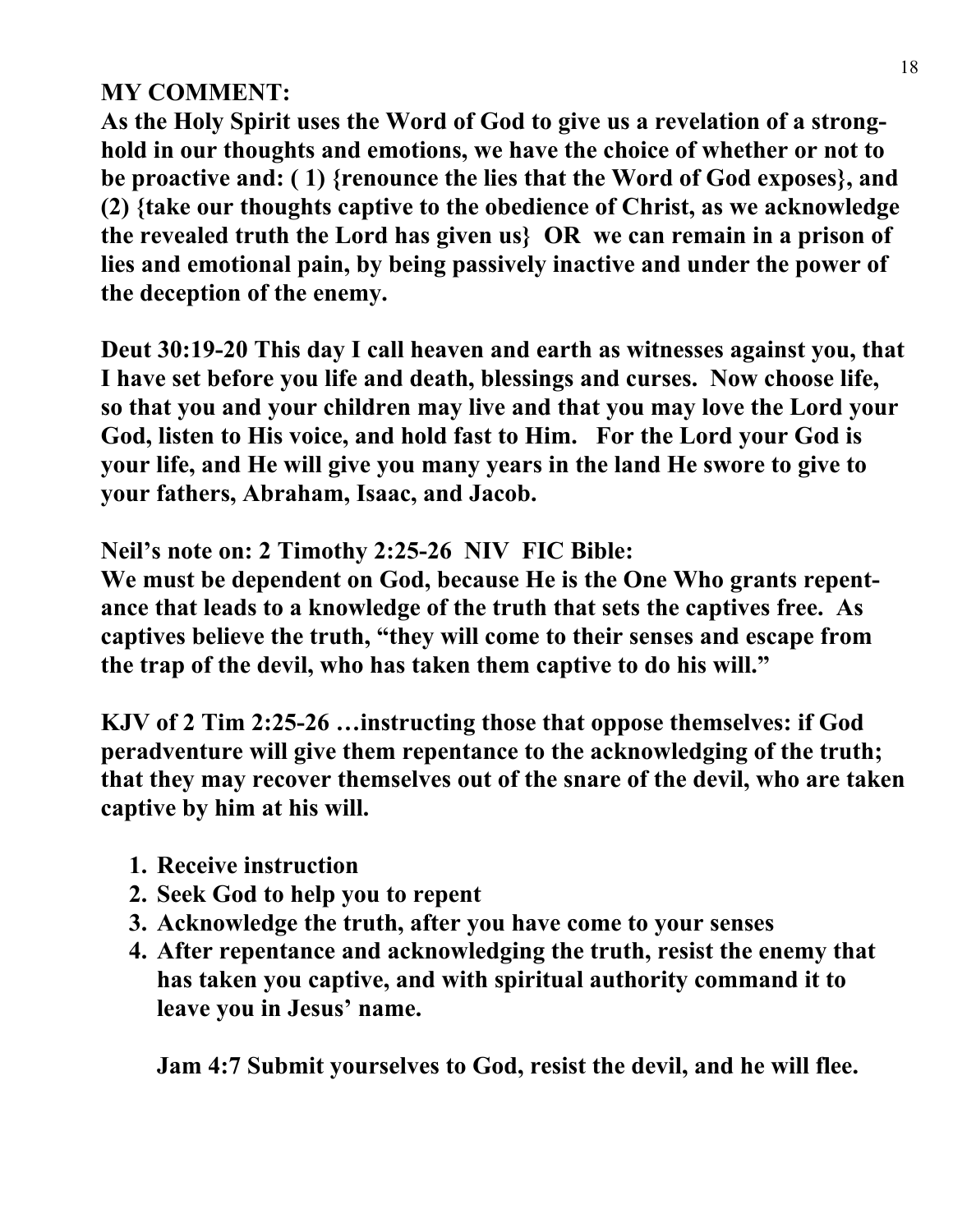**MY COMMENT:**
**As the Holy Spirit uses the Word of God to give us a revelation of a stronghold in our thoughts and emotions, we have the choice of whether or not to be proactive and: ( 1) {renounce the lies that the Word of God exposes}, and (2) {take our thoughts captive to the obedience of Christ, as we acknowledge the revealed truth the Lord has given us} OR we can remain in a prison of lies and emotional pain, by being passively inactive and under the power of the deception of the enemy.**

**Deut 30:19-20 This day I call heaven and earth as witnesses against you, that I have set before you life and death, blessings and curses. Now choose life, so that you and your children may live and that you may love the Lord your God, listen to His voice, and hold fast to Him. For the Lord your God is your life, and He will give you many years in the land He swore to give to your fathers, Abraham, Isaac, and Jacob.**

**Neil's note on: 2 Timothy 2:25-26 NIV FIC Bible:**
**We must be dependent on God, because He is the One Who grants repentance that leads to a knowledge of the truth that sets the captives free. As captives believe the truth, "they will come to their senses and escape from the trap of the devil, who has taken them captive to do his will."**

**KJV of 2 Tim 2:25-26 …instructing those that oppose themselves: if God peradventure will give them repentance to the acknowledging of the truth; that they may recover themselves out of the snare of the devil, who are taken captive by him at his will.**

1. **Receive instruction**
2. **Seek God to help you to repent**
3. **Acknowledge the truth, after you have come to your senses**
4. **After repentance and acknowledging the truth, resist the enemy that has taken you captive, and with spiritual authority command it to leave you in Jesus' name.**

   **Jam 4:7 Submit yourselves to God, resist the devil, and he will flee.**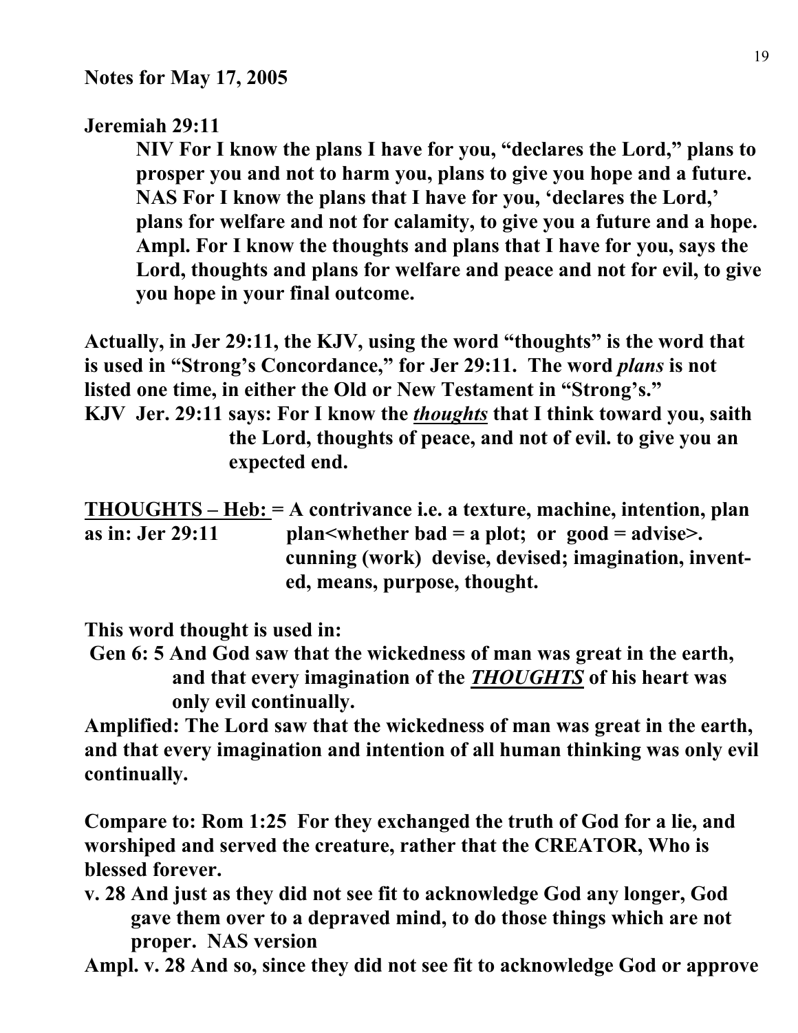**Notes for May 17, 2005**

**Jeremiah 29:11**

> **NIV For I know the plans I have for you, "declares the Lord," plans to prosper you and not to harm you, plans to give you hope and a future.**
> **NAS For I know the plans that I have for you, 'declares the Lord,' plans for welfare and not for calamity, to give you a future and a hope.**
> **Ampl. For I know the thoughts and plans that I have for you, says the Lord, thoughts and plans for welfare and peace and not for evil, to give you hope in your final outcome.**

**Actually, in Jer 29:11, the KJV, using the word "thoughts" is the word that is used in "Strong's Concordance," for Jer 29:11. The word *plans* is not listed one time, in either the Old or New Testament in "Strong's."**
**KJV Jer. 29:11 says: For I know the *<u>thoughts</u>* that I think toward you, saith the Lord, thoughts of peace, and not of evil. to give you an expected end.**

**<u>THOUGHTS – Heb:</u> = A contrivance i.e. a texture, machine, intention, plan**
**as in: Jer 29:11 plan<whether bad = a plot; or good = advise>. cunning (work) devise, devised; imagination, invent-ed, means, purpose, thought.**

**This word thought is used in:**
**Gen 6: 5 And God saw that the wickedness of man was great in the earth, and that every imagination of the *<u>THOUGHTS</u>* of his heart was only evil continually.**
**Amplified: The Lord saw that the wickedness of man was great in the earth, and that every imagination and intention of all human thinking was only evil continually.**

**Compare to: Rom 1:25 For they exchanged the truth of God for a lie, and worshiped and served the creature, rather that the CREATOR, Who is blessed forever.**
**v. 28 And just as they did not see fit to acknowledge God any longer, God gave them over to a depraved mind, to do those things which are not proper. NAS version**
**Ampl. v. 28 And so, since they did not see fit to acknowledge God or approve**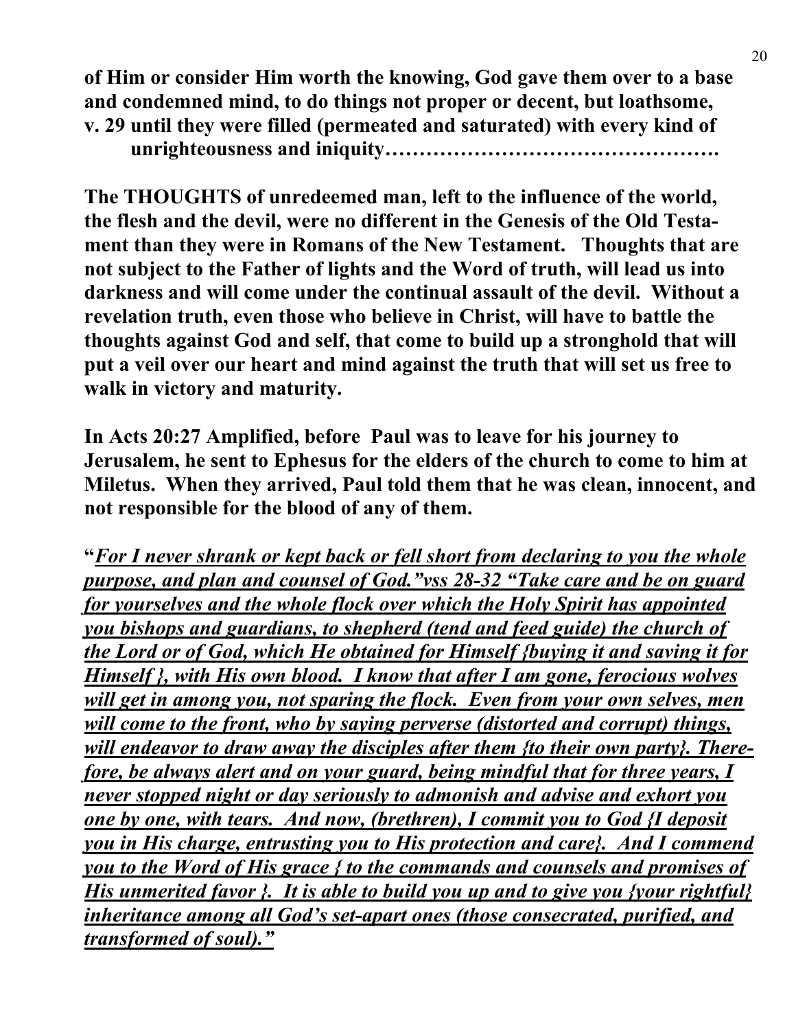**of Him or consider Him worth the knowing, God gave them over to a base and condemned mind, to do things not proper or decent, but loathsome, v. 29 until they were filled (permeated and saturated) with every kind of unrighteousness and iniquity……………………………………….**

**The THOUGHTS of unredeemed man, left to the influence of the world, the flesh and the devil, were no different in the Genesis of the Old Testament than they were in Romans of the New Testament. Thoughts that are not subject to the Father of lights and the Word of truth, will lead us into darkness and will come under the continual assault of the devil. Without a revelation truth, even those who believe in Christ, will have to battle the thoughts against God and self, that come to build up a stronghold that will put a veil over our heart and mind against the truth that will set us free to walk in victory and maturity.**

**In Acts 20:27 Amplified, before Paul was to leave for his journey to Jerusalem, he sent to Ephesus for the elders of the church to come to him at Miletus. When they arrived, Paul told them that he was clean, innocent, and not responsible for the blood of any of them.**

**"*For I never shrank or kept back or fell short from declaring to you the whole purpose, and plan and counsel of God."vss 28-32 "Take care and be on guard for yourselves and the whole flock over which the Holy Spirit has appointed you bishops and guardians, to shepherd (tend and feed guide) the church of the Lord or of God, which He obtained for Himself {buying it and saving it for Himself }, with His own blood. I know that after I am gone, ferocious wolves will get in among you, not sparing the flock. Even from your own selves, men will come to the front, who by saying perverse (distorted and corrupt) things, will endeavor to draw away the disciples after them {to their own party}. Therefore, be always alert and on your guard, being mindful that for three years, I never stopped night or day seriously to admonish and advise and exhort you one by one, with tears. And now, (brethren), I commit you to God {I deposit you in His charge, entrusting you to His protection and care}. And I commend you to the Word of His grace { to the commands and counsels and promises of His unmerited favor }. It is able to build you up and to give you {your rightful} inheritance among all God's set-apart ones (those consecrated, purified, and transformed of soul)."***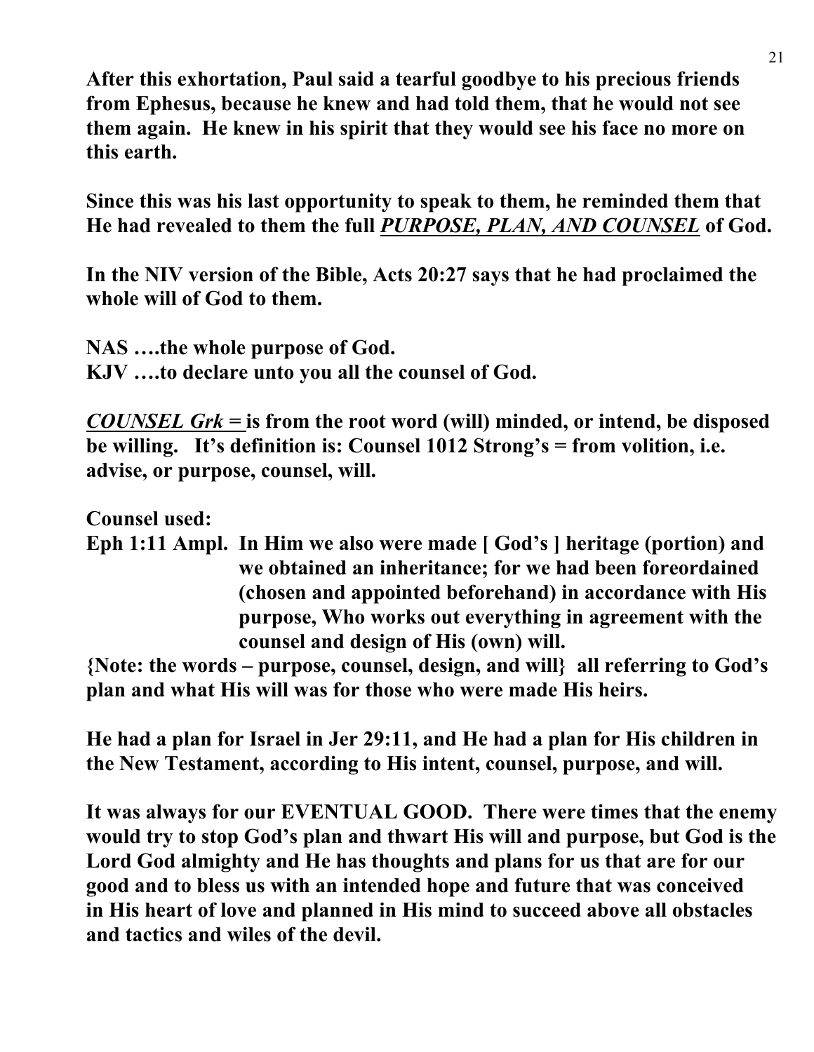**After this exhortation, Paul said a tearful goodbye to his precious friends from Ephesus, because he knew and had told them, that he would not see them again. He knew in his spirit that they would see his face no more on this earth.**

**Since this was his last opportunity to speak to them, he reminded them that He had revealed to them the full *PURPOSE, PLAN, AND COUNSEL* of God.**

**In the NIV version of the Bible, Acts 20:27 says that he had proclaimed the whole will of God to them.**

**NAS ….the whole purpose of God.**
**KJV ….to declare unto you all the counsel of God.**

***COUNSEL Grk =* is from the root word (will) minded, or intend, be disposed be willing. It's definition is: Counsel 1012 Strong's = from volition, i.e. advise, or purpose, counsel, will.**

**Counsel used:**

**Eph 1:11 Ampl. In Him we also were made [ God's ] heritage (portion) and we obtained an inheritance; for we had been foreordained (chosen and appointed beforehand) in accordance with His purpose, Who works out everything in agreement with the counsel and design of His (own) will.**

**{Note: the words – purpose, counsel, design, and will} all referring to God's plan and what His will was for those who were made His heirs.**

**He had a plan for Israel in Jer 29:11, and He had a plan for His children in the New Testament, according to His intent, counsel, purpose, and will.**

**It was always for our EVENTUAL GOOD. There were times that the enemy would try to stop God's plan and thwart His will and purpose, but God is the Lord God almighty and He has thoughts and plans for us that are for our good and to bless us with an intended hope and future that was conceived in His heart of love and planned in His mind to succeed above all obstacles and tactics and wiles of the devil.**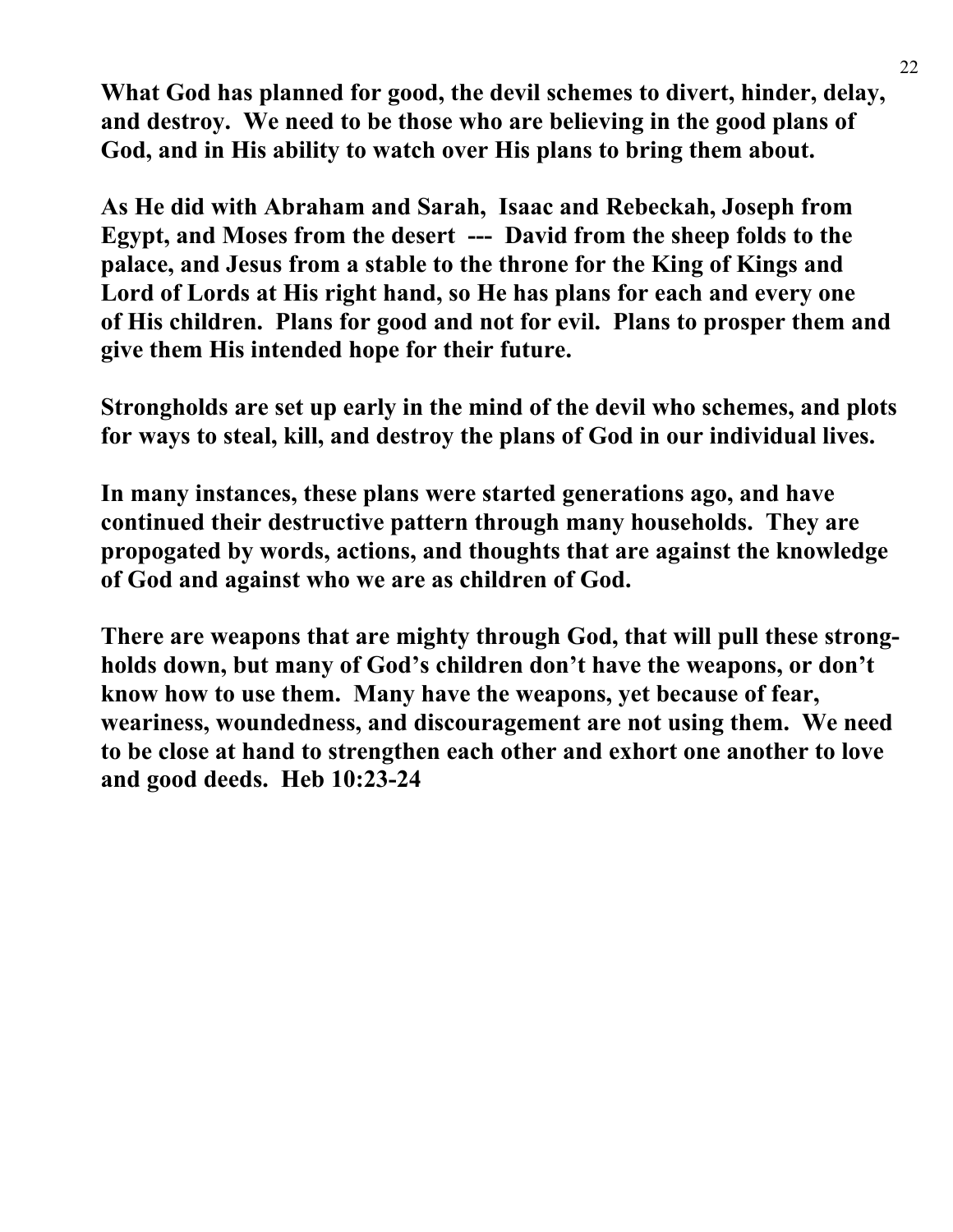**What God has planned for good, the devil schemes to divert, hinder, delay, and destroy. We need to be those who are believing in the good plans of God, and in His ability to watch over His plans to bring them about.**

**As He did with Abraham and Sarah, Isaac and Rebeckah, Joseph from Egypt, and Moses from the desert --- David from the sheep folds to the palace, and Jesus from a stable to the throne for the King of Kings and Lord of Lords at His right hand, so He has plans for each and every one of His children. Plans for good and not for evil. Plans to prosper them and give them His intended hope for their future.**

**Strongholds are set up early in the mind of the devil who schemes, and plots for ways to steal, kill, and destroy the plans of God in our individual lives.**

**In many instances, these plans were started generations ago, and have continued their destructive pattern through many households. They are propogated by words, actions, and thoughts that are against the knowledge of God and against who we are as children of God.**

**There are weapons that are mighty through God, that will pull these strongholds down, but many of God's children don't have the weapons, or don't know how to use them. Many have the weapons, yet because of fear, weariness, woundedness, and discouragement are not using them. We need to be close at hand to strengthen each other and exhort one another to love and good deeds. Heb 10:23-24**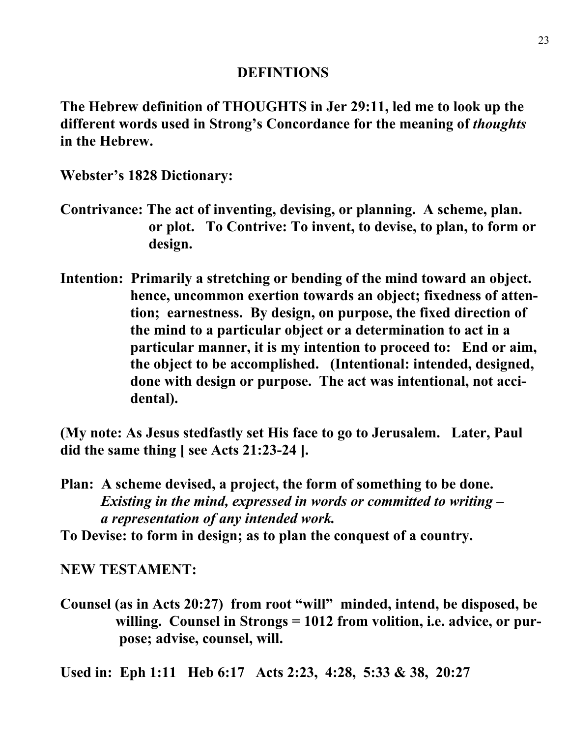## DEFINTIONS

**The Hebrew definition of THOUGHTS in Jer 29:11, led me to look up the different words used in Strong's Concordance for the meaning of *thoughts* in the Hebrew.**

**Webster's 1828 Dictionary:**

**Contrivance: The act of inventing, devising, or planning. A scheme, plan. or plot. To Contrive: To invent, to devise, to plan, to form or design.**

**Intention: Primarily a stretching or bending of the mind toward an object. hence, uncommon exertion towards an object; fixedness of attention; earnestness. By design, on purpose, the fixed direction of the mind to a particular object or a determination to act in a particular manner, it is my intention to proceed to: End or aim, the object to be accomplished. (Intentional: intended, designed, done with design or purpose. The act was intentional, not accidental).**

**(My note: As Jesus stedfastly set His face to go to Jerusalem. Later, Paul did the same thing [ see Acts 21:23-24 ].**

**Plan: A scheme devised, a project, the form of something to be done. *Existing in the mind, expressed in words or committed to writing – a representation of any intended work.***
**To Devise: to form in design; as to plan the conquest of a country.**

**NEW TESTAMENT:**

**Counsel (as in Acts 20:27) from root "will" minded, intend, be disposed, be willing. Counsel in Strongs = 1012 from volition, i.e. advice, or purpose; advise, counsel, will.**

**Used in: Eph 1:11 Heb 6:17 Acts 2:23, 4:28, 5:33 & 38, 20:27**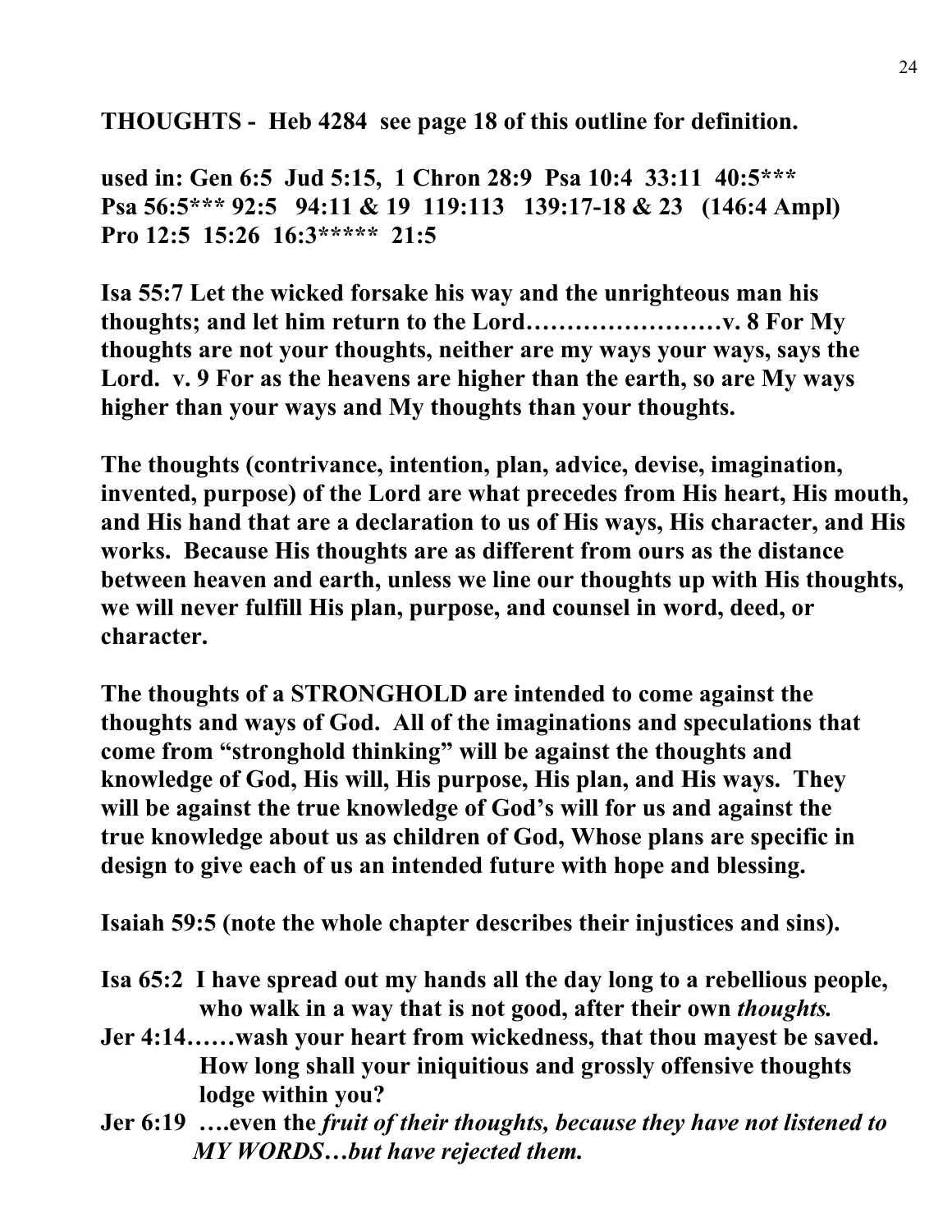**THOUGHTS - Heb 4284 see page 18 of this outline for definition.**

**used in: Gen 6:5 Jud 5:15, 1 Chron 28:9 Psa 10:4 33:11 40:5*** Psa 56:5*** 92:5 94:11 & 19 119:113 139:17-18 & 23 (146:4 Ampl) Pro 12:5 15:26 16:3***** 21:5**

**Isa 55:7 Let the wicked forsake his way and the unrighteous man his thoughts; and let him return to the Lord……………………v. 8 For My thoughts are not your thoughts, neither are my ways your ways, says the Lord. v. 9 For as the heavens are higher than the earth, so are My ways higher than your ways and My thoughts than your thoughts.**

**The thoughts (contrivance, intention, plan, advice, devise, imagination, invented, purpose) of the Lord are what precedes from His heart, His mouth, and His hand that are a declaration to us of His ways, His character, and His works. Because His thoughts are as different from ours as the distance between heaven and earth, unless we line our thoughts up with His thoughts, we will never fulfill His plan, purpose, and counsel in word, deed, or character.**

**The thoughts of a STRONGHOLD are intended to come against the thoughts and ways of God. All of the imaginations and speculations that come from "stronghold thinking" will be against the thoughts and knowledge of God, His will, His purpose, His plan, and His ways. They will be against the true knowledge of God's will for us and against the true knowledge about us as children of God, Whose plans are specific in design to give each of us an intended future with hope and blessing.**

**Isaiah 59:5 (note the whole chapter describes their injustices and sins).**

**Isa 65:2 I have spread out my hands all the day long to a rebellious people, who walk in a way that is not good, after their own *thoughts.***

**Jer 4:14……wash your heart from wickedness, that thou mayest be saved. How long shall your iniquitious and grossly offensive thoughts lodge within you?**

**Jer 6:19 ….even the *fruit of their thoughts, because they have not listened to MY WORDS…but have rejected them.***